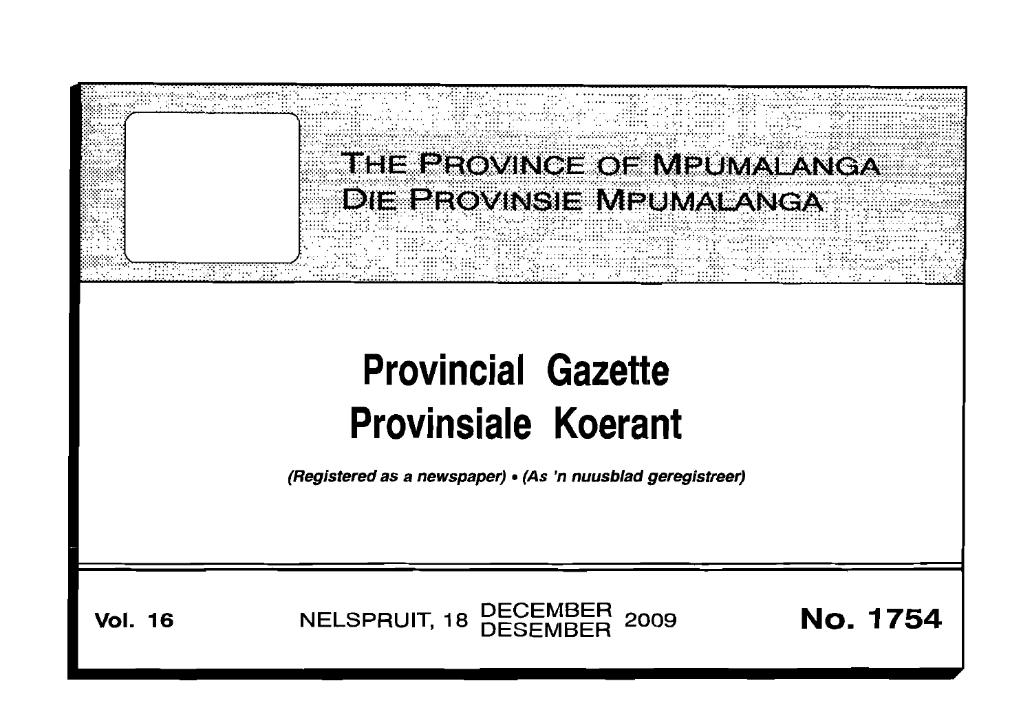# THE PROVINCE OF MPUMALANGA
# DIE PROVINSIE MPUMALANGA

# Provincial Gazette
# Provinsiale Koerant

*(Registered as a newspaper) • (As 'n nuusblad geregistreer)*

**Vol. 16** NELSPRUIT, 18 DECEMBER / DESEMBER 2009 **No. 1754**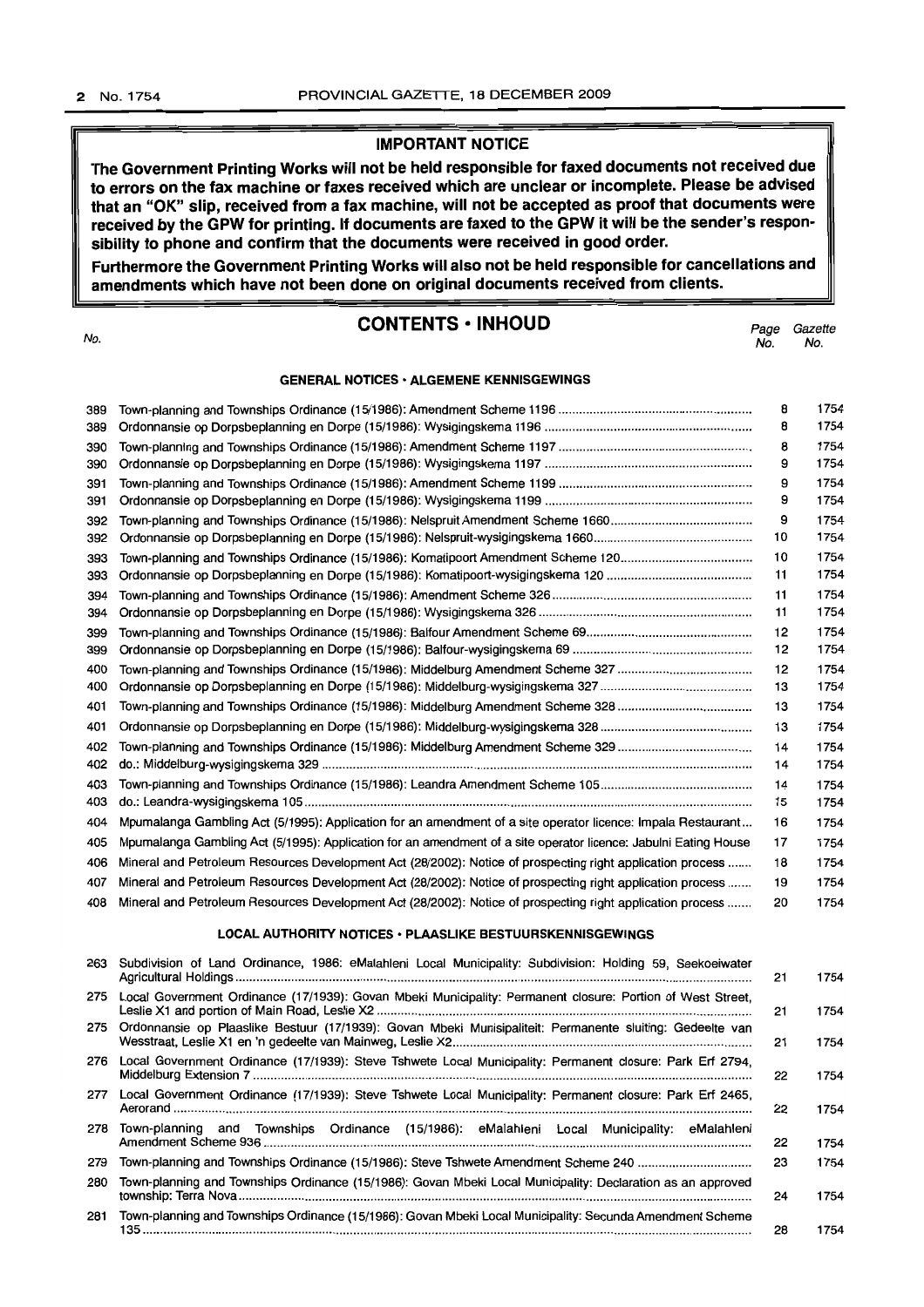**IMPORTANT NOTICE**

**The Government Printing Works will not be held responsible for faxed documents not received due to errors on the fax machine or faxes received which are unclear or incomplete. Please be advised that an "OK" slip, received from a fax machine, will not be accepted as proof that documents were received by the GPW for printing. If documents are faxed to the GPW it will be the sender's responsibility to phone and confirm that the documents were received in good order.**

**Furthermore the Government Printing Works will also not be held responsible for cancellations and amendments which have not been done on original documents received from clients.**

# CONTENTS • INHOUD

| No. | | Page No. | Gazette No. |
|---|---|---|---|
| | **GENERAL NOTICES • ALGEMENE KENNISGEWINGS** | | |
| 389 | Town-planning and Townships Ordinance (15/1986): Amendment Scheme 1196 | 8 | 1754 |
| 389 | Ordonnansie op Dorpsbeplanning en Dorpe (15/1986): Wysigingskema 1196 | 8 | 1754 |
| 390 | Town-planning and Townships Ordinance (15/1986): Amendment Scheme 1197 | 8 | 1754 |
| 390 | Ordonnansie op Dorpsbeplanning en Dorpe (15/1986): Wysigingskema 1197 | 9 | 1754 |
| 391 | Town-planning and Townships Ordinance (15/1986): Amendment Scheme 1199 | 9 | 1754 |
| 391 | Ordonnansie op Dorpsbeplanning en Dorpe (15/1986): Wysigingskema 1199 | 9 | 1754 |
| 392 | Town-planning and Townships Ordinance (15/1986): Nelspruit Amendment Scheme 1660 | 9 | 1754 |
| 392 | Ordonnansie op Dorpsbeplanning en Dorpe (15/1986): Nelspruit-wysigingskema 1660 | 10 | 1754 |
| 393 | Town-planning and Townships Ordinance (15/1986): Komatipoort Amendment Scheme 120 | 10 | 1754 |
| 393 | Ordonnansie op Dorpsbeplanning en Dorpe (15/1986): Komatipoort-wysigingskema 120 | 11 | 1754 |
| 394 | Town-planning and Townships Ordinance (15/1986): Amendment Scheme 326 | 11 | 1754 |
| 394 | Ordonnansie op Dorpsbeplanning en Dorpe (15/1986): Wysigingskema 326 | 11 | 1754 |
| 399 | Town-planning and Townships Ordinance (15/1986): Balfour Amendment Scheme 69 | 12 | 1754 |
| 399 | Ordonnansie op Dorpsbeplanning en Dorpe (15/1986): Balfour-wysigingskema 69 | 12 | 1754 |
| 400 | Town-planning and Townships Ordinance (15/1986): Middelburg Amendment Scheme 327 | 12 | 1754 |
| 400 | Ordonnansie op Dorpsbeplanning en Dorpe (15/1986): Middelburg-wysigingskema 327 | 13 | 1754 |
| 401 | Town-planning and Townships Ordinance (15/1986): Middelburg Amendment Scheme 328 | 13 | 1754 |
| 401 | Ordonnansie op Dorpsbeplanning en Dorpe (15/1986): Middelburg-wysigingskema 328 | 13 | 1754 |
| 402 | Town-planning and Townships Ordinance (15/1986): Middelburg Amendment Scheme 329 | 14 | 1754 |
| 402 | do.: Middelburg-wysigingskema 329 | 14 | 1754 |
| 403 | Town-planning and Townships Ordinance (15/1986): Leandra Amendment Scheme 105 | 14 | 1754 |
| 403 | do.: Leandra-wysigingskema 105 | 15 | 1754 |
| 404 | Mpumalanga Gambling Act (5/1995): Application for an amendment of a site operator licence: Impala Restaurant... | 16 | 1754 |
| 405 | Mpumalanga Gambling Act (5/1995): Application for an amendment of a site operator licence: Jabulni Eating House | 17 | 1754 |
| 406 | Mineral and Petroleum Resources Development Act (28/2002): Notice of prospecting right application process | 18 | 1754 |
| 407 | Mineral and Petroleum Resources Development Act (28/2002): Notice of prospecting right application process | 19 | 1754 |
| 408 | Mineral and Petroleum Resources Development Act (28/2002): Notice of prospecting right application process | 20 | 1754 |
| | **LOCAL AUTHORITY NOTICES • PLAASLIKE BESTUURSKENNISGEWINGS** | | |
| 263 | Subdivision of Land Ordinance, 1986: eMalahleni Local Municipality: Subdivision: Holding 59, Seekoeiwater Agricultural Holdings | 21 | 1754 |
| 275 | Local Government Ordinance (17/1939): Govan Mbeki Municipality: Permanent closure: Portion of West Street, Leslie X1 and portion of Main Road, Leslie X2 | 21 | 1754 |
| 275 | Ordonnansie op Plaaslike Bestuur (17/1939): Govan Mbeki Munisipaliteit: Permanente sluiting: Gedeelte van Wesstraat, Leslie X1 en 'n gedeelte van Mainweg, Leslie X2 | 21 | 1754 |
| 276 | Local Government Ordinance (17/1939): Steve Tshwete Local Municipality: Permanent closure: Park Erf 2794, Middelburg Extension 7 | 22 | 1754 |
| 277 | Local Government Ordinance (17/1939): Steve Tshwete Local Municipality: Permanent closure: Park Erf 2465, Aerorand | 22 | 1754 |
| 278 | Town-planning and Townships Ordinance (15/1986): eMalahleni Local Municipality: eMalahleni Amendment Scheme 936 | 22 | 1754 |
| 279 | Town-planning and Townships Ordinance (15/1986): Steve Tshwete Amendment Scheme 240 | 23 | 1754 |
| 280 | Town-planning and Townships Ordinance (15/1986): Govan Mbeki Local Municipality: Declaration as an approved township: Terra Nova | 24 | 1754 |
| 281 | Town-planning and Townships Ordinance (15/1986): Govan Mbeki Local Municipality: Secunda Amendment Scheme 135 | 28 | 1754 |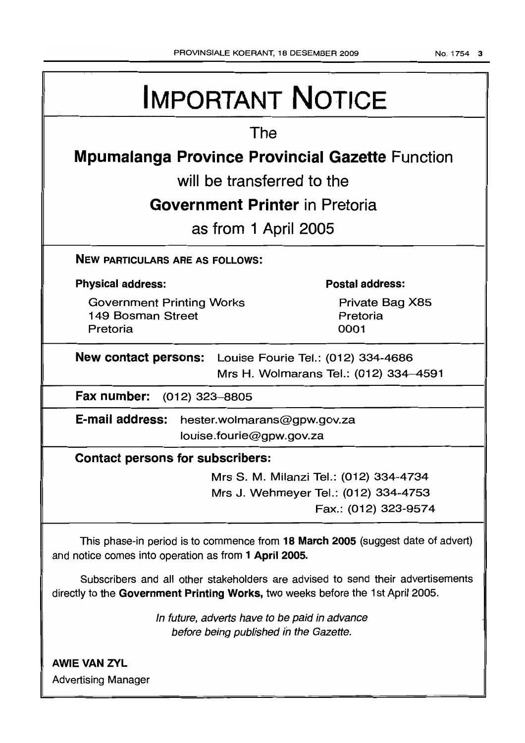# IMPORTANT NOTICE

The

**Mpumalanga Province Provincial Gazette** Function

will be transferred to the

**Government Printer** in Pretoria

as from 1 April 2005

**NEW PARTICULARS ARE AS FOLLOWS:**

**Physical address:**

Government Printing Works
149 Bosman Street
Pretoria

**Postal address:**

Private Bag X85
Pretoria
0001

**New contact persons:** Louise Fourie Tel.: (012) 334-4686
Mrs H. Wolmarans Tel.: (012) 334–4591

**Fax number:** (012) 323–8805

**E-mail address:** hester.wolmarans@gpw.gov.za
louise.fourie@gpw.gov.za

**Contact persons for subscribers:**

Mrs S. M. Milanzi Tel.: (012) 334-4734
Mrs J. Wehmeyer Tel.: (012) 334-4753
Fax.: (012) 323-9574

This phase-in period is to commence from **18 March 2005** (suggest date of advert) and notice comes into operation as from **1 April 2005.**

Subscribers and all other stakeholders are advised to send their advertisements directly to the **Government Printing Works,** two weeks before the 1st April 2005.

*In future, adverts have to be paid in advance before being published in the Gazette.*

**AWIE VAN ZYL**
Advertising Manager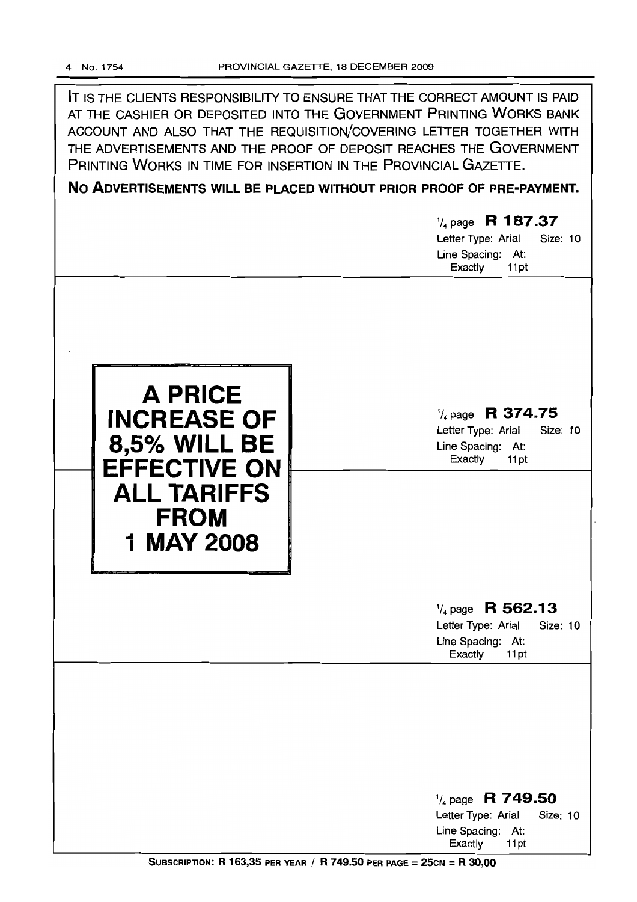IT IS THE CLIENTS RESPONSIBILITY TO ENSURE THAT THE CORRECT AMOUNT IS PAID AT THE CASHIER OR DEPOSITED INTO THE GOVERNMENT PRINTING WORKS BANK ACCOUNT AND ALSO THAT THE REQUISITION/COVERING LETTER TOGETHER WITH THE ADVERTISEMENTS AND THE PROOF OF DEPOSIT REACHES THE GOVERNMENT PRINTING WORKS IN TIME FOR INSERTION IN THE PROVINCIAL GAZETTE.

**NO ADVERTISEMENTS WILL BE PLACED WITHOUT PRIOR PROOF OF PRE-PAYMENT.**

1/4 page **R 187.37**
Letter Type: Arial Size: 10
Line Spacing: At: Exactly 11pt

**A PRICE INCREASE OF 8,5% WILL BE EFFECTIVE ON ALL TARIFFS FROM 1 MAY 2008**

1/4 page **R 374.75**
Letter Type: Arial Size: 10
Line Spacing: At: Exactly 11pt

1/4 page **R 562.13**
Letter Type: Arial Size: 10
Line Spacing: At: Exactly 11pt

1/4 page **R 749.50**
Letter Type: Arial Size: 10
Line Spacing: At: Exactly 11pt

**SUBSCRIPTION: R 163,35 PER YEAR / R 749.50 PER PAGE = 25CM = R 30,00**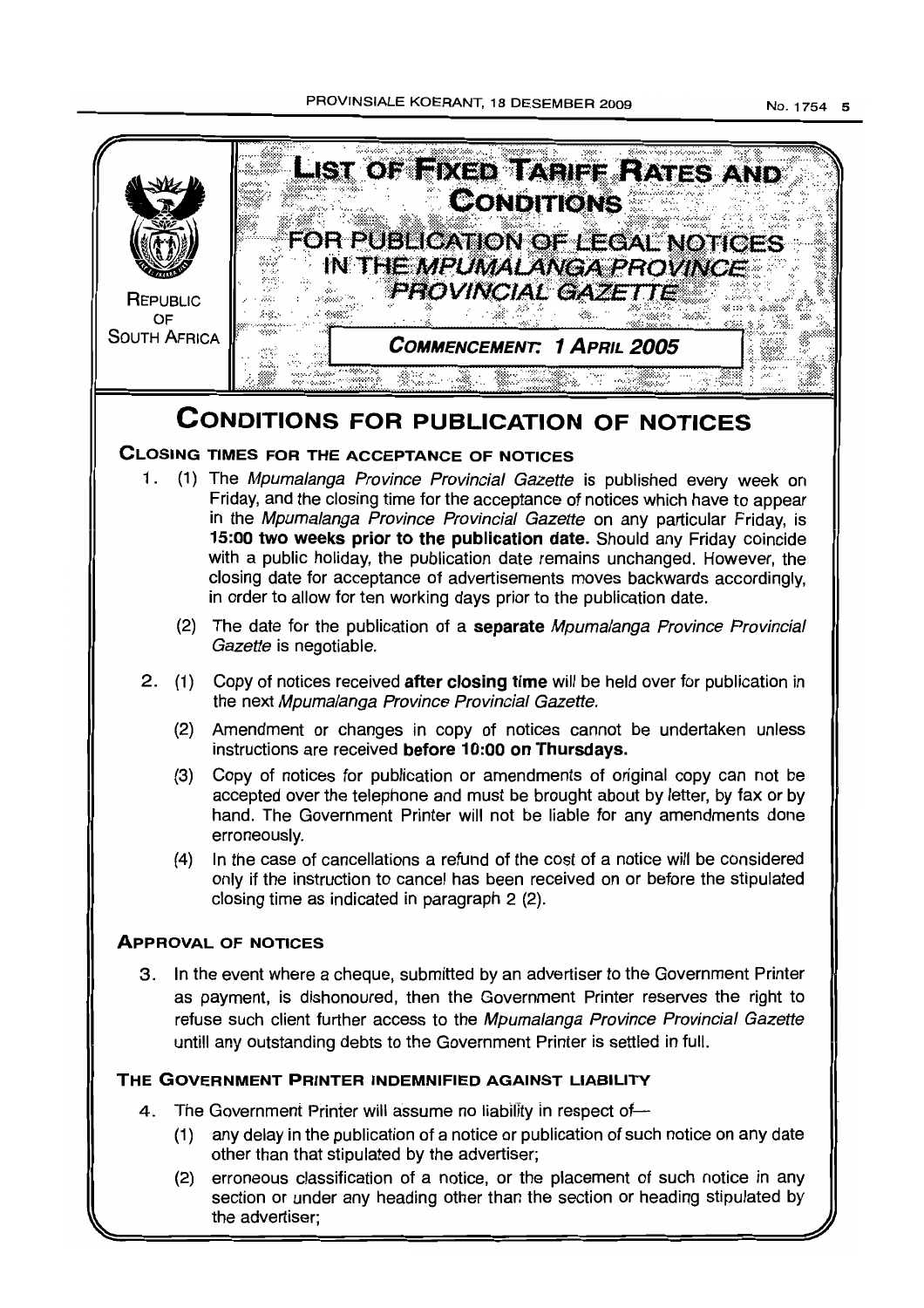REPUBLIC OF SOUTH AFRICA

# LIST OF FIXED TARIFF RATES AND CONDITIONS

## FOR PUBLICATION OF LEGAL NOTICES IN THE *MPUMALANGA PROVINCE PROVINCIAL GAZETTE*

**COMMENCEMENT: 1 APRIL 2005**

# CONDITIONS FOR PUBLICATION OF NOTICES

### CLOSING TIMES FOR THE ACCEPTANCE OF NOTICES

1. (1) The *Mpumalanga Province Provincial Gazette* is published every week on Friday, and the closing time for the acceptance of notices which have to appear in the *Mpumalanga Province Provincial Gazette* on any particular Friday, is **15:00 two weeks prior to the publication date.** Should any Friday coincide with a public holiday, the publication date remains unchanged. However, the closing date for acceptance of advertisements moves backwards accordingly, in order to allow for ten working days prior to the publication date.

   (2) The date for the publication of a **separate** *Mpumalanga Province Provincial Gazette* is negotiable.

2. (1) Copy of notices received **after closing time** will be held over for publication in the next *Mpumalanga Province Provincial Gazette.*

   (2) Amendment or changes in copy of notices cannot be undertaken unless instructions are received **before 10:00 on Thursdays.**

   (3) Copy of notices for publication or amendments of original copy can not be accepted over the telephone and must be brought about by letter, by fax or by hand. The Government Printer will not be liable for any amendments done erroneously.

   (4) In the case of cancellations a refund of the cost of a notice will be considered only if the instruction to cancel has been received on or before the stipulated closing time as indicated in paragraph 2 (2).

### APPROVAL OF NOTICES

3. In the event where a cheque, submitted by an advertiser to the Government Printer as payment, is dishonoured, then the Government Printer reserves the right to refuse such client further access to the *Mpumalanga Province Provincial Gazette* untill any outstanding debts to the Government Printer is settled in full.

### THE GOVERNMENT PRINTER INDEMNIFIED AGAINST LIABILITY

4. The Government Printer will assume no liability in respect of—

   (1) any delay in the publication of a notice or publication of such notice on any date other than that stipulated by the advertiser;

   (2) erroneous classification of a notice, or the placement of such notice in any section or under any heading other than the section or heading stipulated by the advertiser;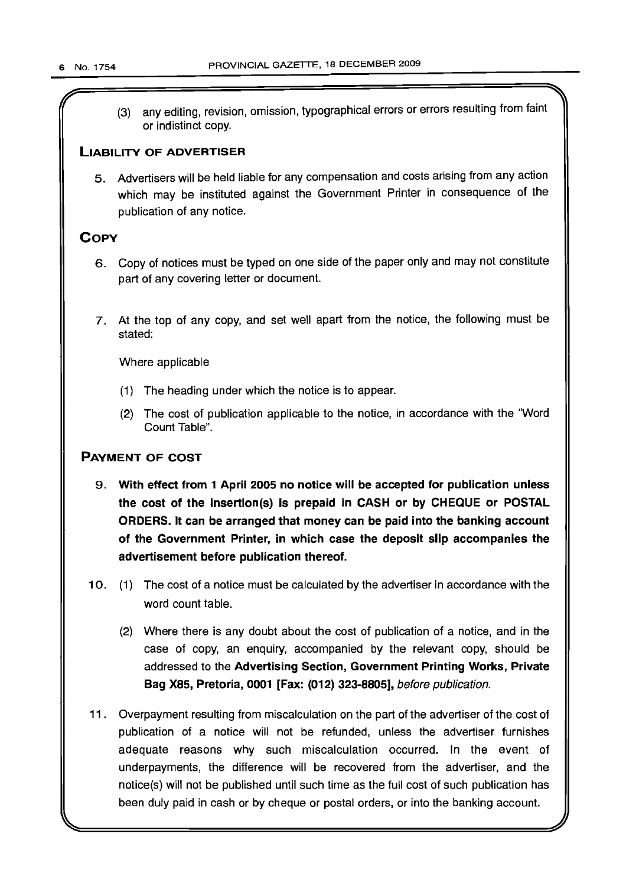(3) any editing, revision, omission, typographical errors or errors resulting from faint or indistinct copy.

## LIABILITY OF ADVERTISER

5. Advertisers will be held liable for any compensation and costs arising from any action which may be instituted against the Government Printer in consequence of the publication of any notice.

## COPY

6. Copy of notices must be typed on one side of the paper only and may not constitute part of any covering letter or document.

7. At the top of any copy, and set well apart from the notice, the following must be stated:

   Where applicable

   (1) The heading under which the notice is to appear.

   (2) The cost of publication applicable to the notice, in accordance with the "Word Count Table".

## PAYMENT OF COST

9. **With effect from 1 April 2005 no notice will be accepted for publication unless the cost of the insertion(s) is prepaid in CASH or by CHEQUE or POSTAL ORDERS. It can be arranged that money can be paid into the banking account of the Government Printer, in which case the deposit slip accompanies the advertisement before publication thereof.**

10. (1) The cost of a notice must be calculated by the advertiser in accordance with the word count table.

    (2) Where there is any doubt about the cost of publication of a notice, and in the case of copy, an enquiry, accompanied by the relevant copy, should be addressed to the **Advertising Section, Government Printing Works, Private Bag X85, Pretoria, 0001 [Fax: (012) 323-8805],** *before publication.*

11. Overpayment resulting from miscalculation on the part of the advertiser of the cost of publication of a notice will not be refunded, unless the advertiser furnishes adequate reasons why such miscalculation occurred. In the event of underpayments, the difference will be recovered from the advertiser, and the notice(s) will not be published until such time as the full cost of such publication has been duly paid in cash or by cheque or postal orders, or into the banking account.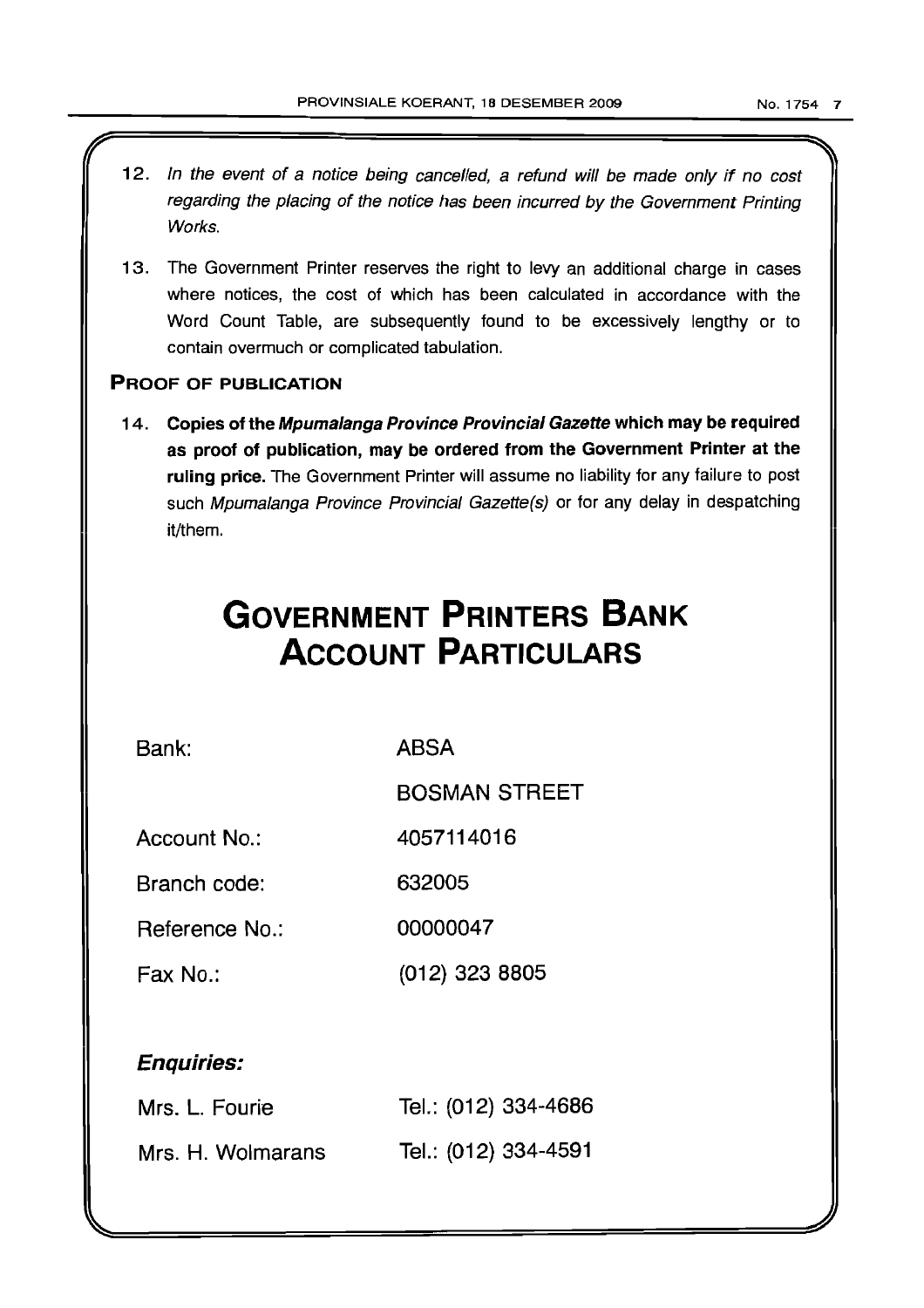12. *In the event of a notice being cancelled, a refund will be made only if no cost regarding the placing of the notice has been incurred by the Government Printing Works.*

13. The Government Printer reserves the right to levy an additional charge in cases where notices, the cost of which has been calculated in accordance with the Word Count Table, are subsequently found to be excessively lengthy or to contain overmuch or complicated tabulation.

**PROOF OF PUBLICATION**

14. **Copies of the *Mpumalanga Province Provincial Gazette* which may be required as proof of publication, may be ordered from the Government Printer at the ruling price.** The Government Printer will assume no liability for any failure to post such *Mpumalanga Province Provincial Gazette(s)* or for any delay in despatching it/them.

# GOVERNMENT PRINTERS BANK ACCOUNT PARTICULARS

| | |
|---|---|
| Bank: | ABSA |
| | BOSMAN STREET |
| Account No.: | 4057114016 |
| Branch code: | 632005 |
| Reference No.: | 00000047 |
| Fax No.: | (012) 323 8805 |

***Enquiries:***

| | |
|---|---|
| Mrs. L. Fourie | Tel.: (012) 334-4686 |
| Mrs. H. Wolmarans | Tel.: (012) 334-4591 |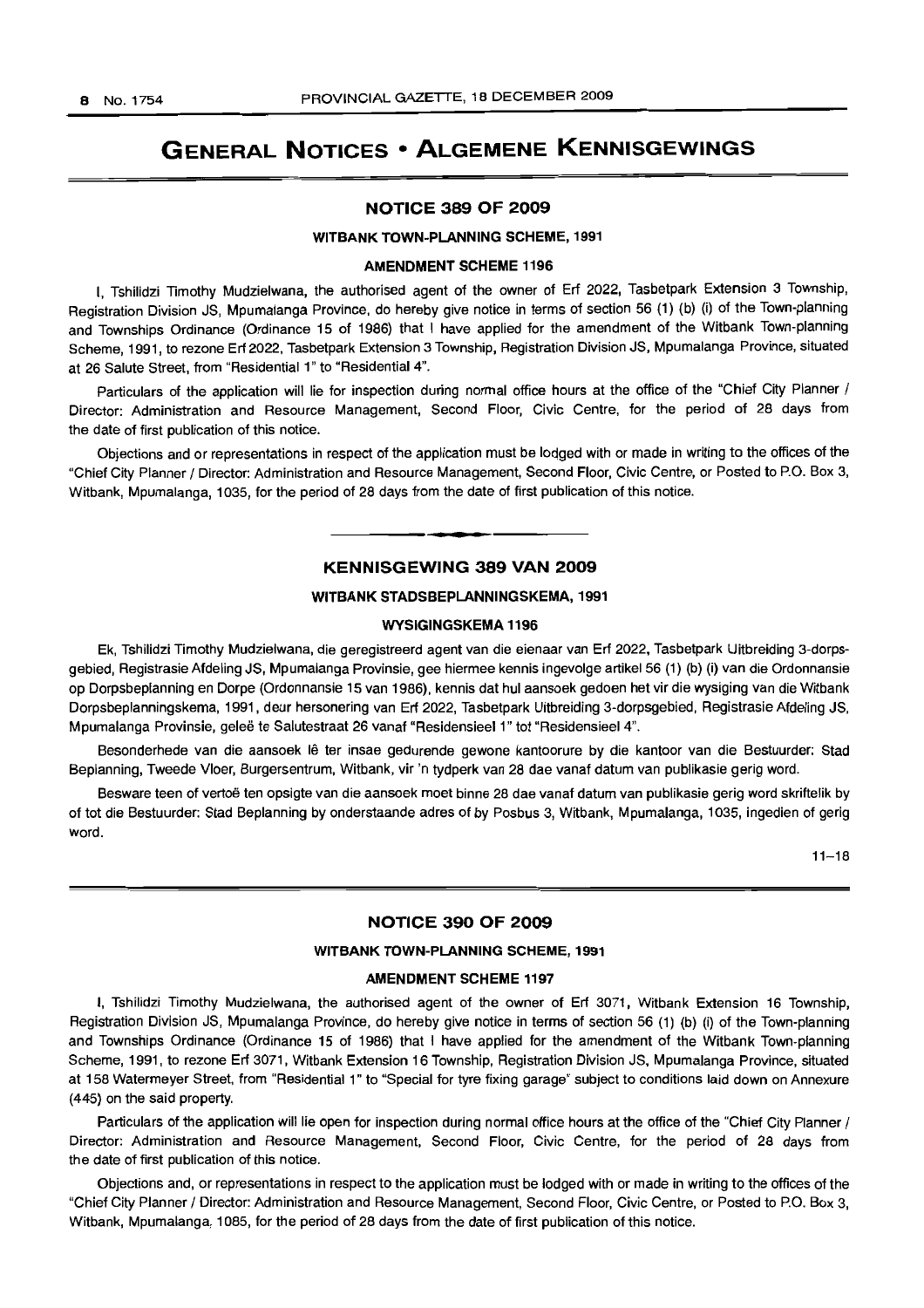# GENERAL NOTICES • ALGEMENE KENNISGEWINGS

## NOTICE 389 OF 2009

### WITBANK TOWN-PLANNING SCHEME, 1991

### AMENDMENT SCHEME 1196

I, Tshilidzi Timothy Mudzielwana, the authorised agent of the owner of Erf 2022, Tasbetpark Extension 3 Township, Registration Division JS, Mpumalanga Province, do hereby give notice in terms of section 56 (1) (b) (i) of the Town-planning and Townships Ordinance (Ordinance 15 of 1986) that I have applied for the amendment of the Witbank Town-planning Scheme, 1991, to rezone Erf 2022, Tasbetpark Extension 3 Township, Registration Division JS, Mpumalanga Province, situated at 26 Salute Street, from "Residential 1" to "Residential 4".

Particulars of the application will lie for inspection during normal office hours at the office of the "Chief City Planner / Director: Administration and Resource Management, Second Floor, Civic Centre, for the period of 28 days from the date of first publication of this notice.

Objections and or representations in respect of the application must be lodged with or made in writing to the offices of the "Chief City Planner / Director: Administration and Resource Management, Second Floor, Civic Centre, or Posted to P.O. Box 3, Witbank, Mpumalanga, 1035, for the period of 28 days from the date of first publication of this notice.

---

## KENNISGEWING 389 VAN 2009

### WITBANK STADSBEPLANNINGSKEMA, 1991

### WYSIGINGSKEMA 1196

Ek, Tshilidzi Timothy Mudzielwana, die geregistreerd agent van die eienaar van Erf 2022, Tasbetpark Uitbreiding 3-dorpsgebied, Registrasie Afdeling JS, Mpumalanga Provinsie, gee hiermee kennis ingevolge artikel 56 (1) (b) (i) van die Ordonnansie op Dorpsbeplanning en Dorpe (Ordonnansie 15 van 1986), kennis dat hul aansoek gedoen het vir die wysiging van die Witbank Dorpsbeplanningskema, 1991, deur hersonering van Erf 2022, Tasbetpark Uitbreiding 3-dorpsgebied, Registrasie Afdeling JS, Mpumalanga Provinsie, geleë te Salutestraat 26 vanaf "Residensieel 1" tot "Residensieel 4".

Besonderhede van die aansoek lê ter insae gedurende gewone kantoorure by die kantoor van die Bestuurder: Stad Beplanning, Tweede Vloer, Burgersentrum, Witbank, vir 'n tydperk van 28 dae vanaf datum van publikasie gerig word.

Besware teen of vertoë ten opsigte van die aansoek moet binne 28 dae vanaf datum van publikasie gerig word skriftelik by of tot die Bestuurder: Stad Beplanning by onderstaande adres of by Posbus 3, Witbank, Mpumalanga, 1035, ingedien of gerig word.

11–18

---

## NOTICE 390 OF 2009

### WITBANK TOWN-PLANNING SCHEME, 1991

### AMENDMENT SCHEME 1197

I, Tshilidzi Timothy Mudzielwana, the authorised agent of the owner of Erf 3071, Witbank Extension 16 Township, Registration Division JS, Mpumalanga Province, do hereby give notice in terms of section 56 (1) (b) (i) of the Town-planning and Townships Ordinance (Ordinance 15 of 1986) that I have applied for the amendment of the Witbank Town-planning Scheme, 1991, to rezone Erf 3071, Witbank Extension 16 Township, Registration Division JS, Mpumalanga Province, situated at 158 Watermeyer Street, from "Residential 1" to "Special for tyre fixing garage" subject to conditions laid down on Annexure (445) on the said property.

Particulars of the application will lie open for inspection during normal office hours at the office of the "Chief City Planner / Director: Administration and Resource Management, Second Floor, Civic Centre, for the period of 28 days from the date of first publication of this notice.

Objections and, or representations in respect to the application must be lodged with or made in writing to the offices of the "Chief City Planner / Director: Administration and Resource Management, Second Floor, Civic Centre, or Posted to P.O. Box 3, Witbank, Mpumalanga, 1085, for the period of 28 days from the date of first publication of this notice.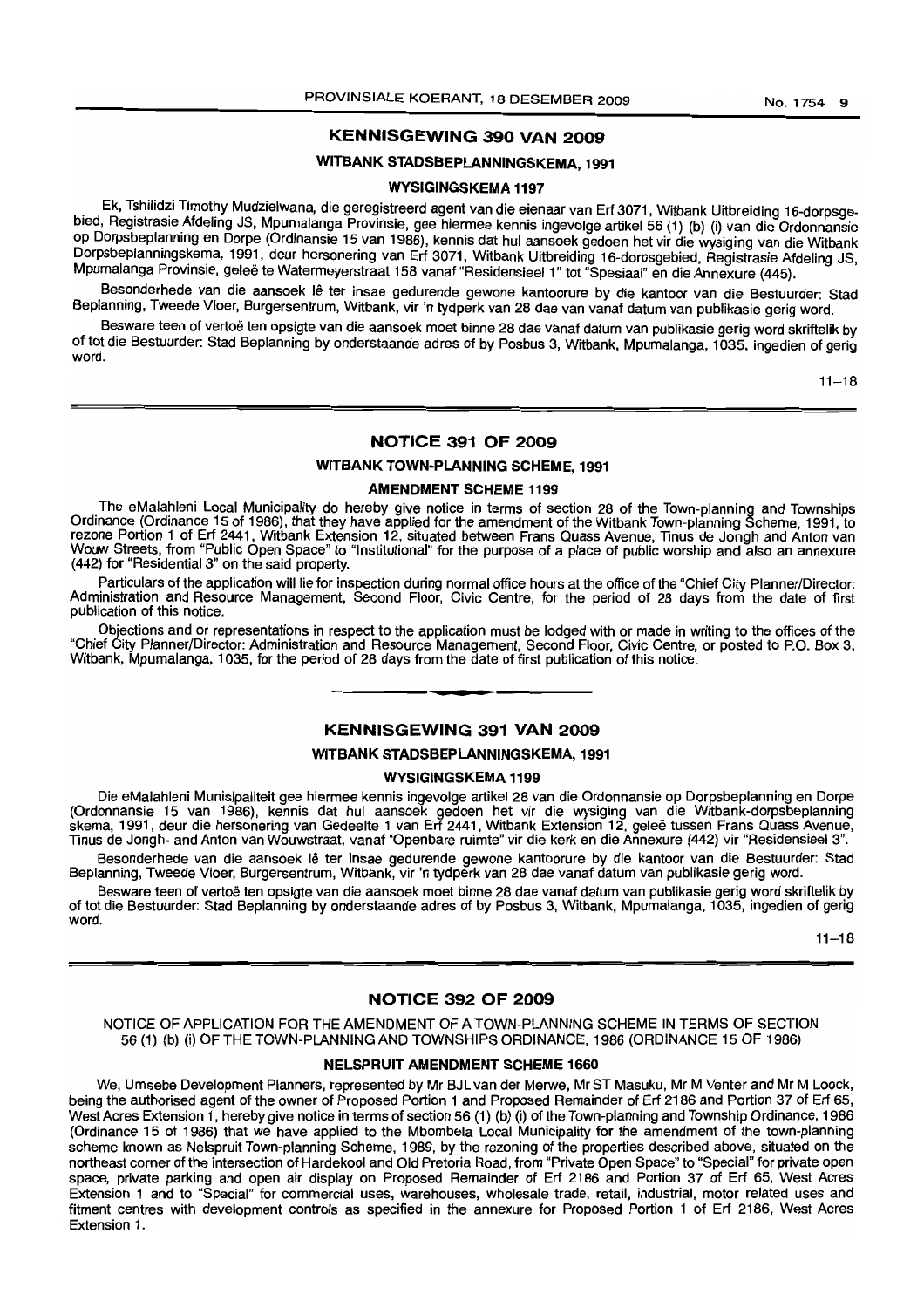## KENNISGEWING 390 VAN 2009

### WITBANK STADSBEPLANNINGSKEMA, 1991

#### WYSIGINGSKEMA 1197

Ek, Tshilidzi Timothy Mudzielwana, die geregistreerd agent van die eienaar van Erf 3071, Witbank Uitbreiding 16-dorpsgebied, Registrasie Afdeling JS, Mpumalanga Provinsie, gee hiermee kennis ingevolge artikel 56 (1) (b) (i) van die Ordonnansie op Dorpsbeplanning en Dorpe (Ordinansie 15 van 1986), kennis dat hul aansoek gedoen het vir die wysiging van die Witbank Dorpsbeplanningskema, 1991, deur hersonering van Erf 3071, Witbank Uitbreiding 16-dorpsgebied, Registrasie Afdeling JS, Mpumalanga Provinsie, geleë te Watermeyerstraat 158 vanaf "Residensieel 1" tot "Spesiaal" en die Annexure (445).

Besonderhede van die aansoek lê ter insae gedurende gewone kantoorure by die kantoor van die Bestuurder: Stad Beplanning, Tweede Vloer, Burgersentrum, Witbank, vir 'n tydperk van 28 dae van vanaf datum van publikasie gerig word.

Besware teen of vertoë ten opsigte van die aansoek moet binne 28 dae vanaf datum van publikasie gerig word skriftelik by of tot die Bestuurder: Stad Beplanning by onderstaande adres of by Posbus 3, Witbank, Mpumalanga, 1035, ingedien of gerig word.

11–18

## NOTICE 391 OF 2009

### WITBANK TOWN-PLANNING SCHEME, 1991

#### AMENDMENT SCHEME 1199

The eMalahleni Local Municipality do hereby give notice in terms of section 28 of the Town-planning and Townships Ordinance (Ordinance 15 of 1986), that they have applied for the amendment of the Witbank Town-planning Scheme, 1991, to rezone Portion 1 of Erf 2441, Witbank Extension 12, situated between Frans Quass Avenue, Tinus de Jongh and Anton van Wouw Streets, from "Public Open Space" to "Institutional" for the purpose of a place of public worship and also an annexure (442) for "Residential 3" on the said property.

Particulars of the application will lie for inspection during normal office hours at the office of the "Chief City Planner/Director: Administration and Resource Management, Second Floor, Civic Centre, for the period of 28 days from the date of first publication of this notice.

Objections and or representations in respect to the application must be lodged with or made in writing to the offices of the "Chief City Planner/Director: Administration and Resource Management, Second Floor, Civic Centre, or posted to P.O. Box 3, Witbank, Mpumalanga, 1035, for the period of 28 days from the date of first publication of this notice.

## KENNISGEWING 391 VAN 2009

### WITBANK STADSBEPLANNINGSKEMA, 1991

#### WYSIGINGSKEMA 1199

Die eMalahleni Munisipaliteit gee hiermee kennis ingevolge artikel 28 van die Ordonnansie op Dorpsbeplanning en Dorpe (Ordonnansie 15 van 1986), kennis dat hul aansoek gedoen het vir die wysiging van die Witbank-dorpsbeplanning skema, 1991, deur die hersonering van Gedeelte 1 van Erf 2441, Witbank Extension 12, geleë tussen Frans Quass Avenue, Tinus de Jongh- and Anton van Wouwstraat, vanaf "Openbare ruimte" vir die kerk en die Annexure (442) vir "Residensieel 3".

Besonderhede van die aansoek lê ter insae gedurende gewone kantoorure by die kantoor van die Bestuurder: Stad Beplanning, Tweede Vloer, Burgersentrum, Witbank, vir 'n tydperk van 28 dae vanaf datum van publikasie gerig word.

Besware teen of vertoë ten opsigte van die aansoek moet binne 28 dae vanaf datum van publikasie gerig word skriftelik by of tot die Bestuurder: Stad Beplanning by onderstaande adres of by Posbus 3, Witbank, Mpumalanga, 1035, ingedien of gerig word.

11–18

## NOTICE 392 OF 2009

NOTICE OF APPLICATION FOR THE AMENDMENT OF A TOWN-PLANNING SCHEME IN TERMS OF SECTION 56 (1) (b) (i) OF THE TOWN-PLANNING AND TOWNSHIPS ORDINANCE, 1986 (ORDINANCE 15 OF 1986)

#### NELSPRUIT AMENDMENT SCHEME 1660

We, Umsebe Development Planners, represented by Mr BJL van der Merwe, Mr ST Masuku, Mr M Venter and Mr M Loock, being the authorised agent of the owner of Proposed Portion 1 and Proposed Remainder of Erf 2186 and Portion 37 of Erf 65, West Acres Extension 1, hereby give notice in terms of section 56 (1) (b) (i) of the Town-planning and Township Ordinance, 1986 (Ordinance 15 of 1986) that we have applied to the Mbombela Local Municipality for the amendment of the town-planning scheme known as Nelspruit Town-planning Scheme, 1989, by the rezoning of the properties described above, situated on the northeast corner of the intersection of Hardekool and Old Pretoria Road, from "Private Open Space" to "Special" for private open space, private parking and open air display on Proposed Remainder of Erf 2186 and Portion 37 of Erf 65, West Acres Extension 1 and to "Special" for commercial uses, warehouses, wholesale trade, retail, industrial, motor related uses and fitment centres with development controls as specified in the annexure for Proposed Portion 1 of Erf 2186, West Acres Extension 1.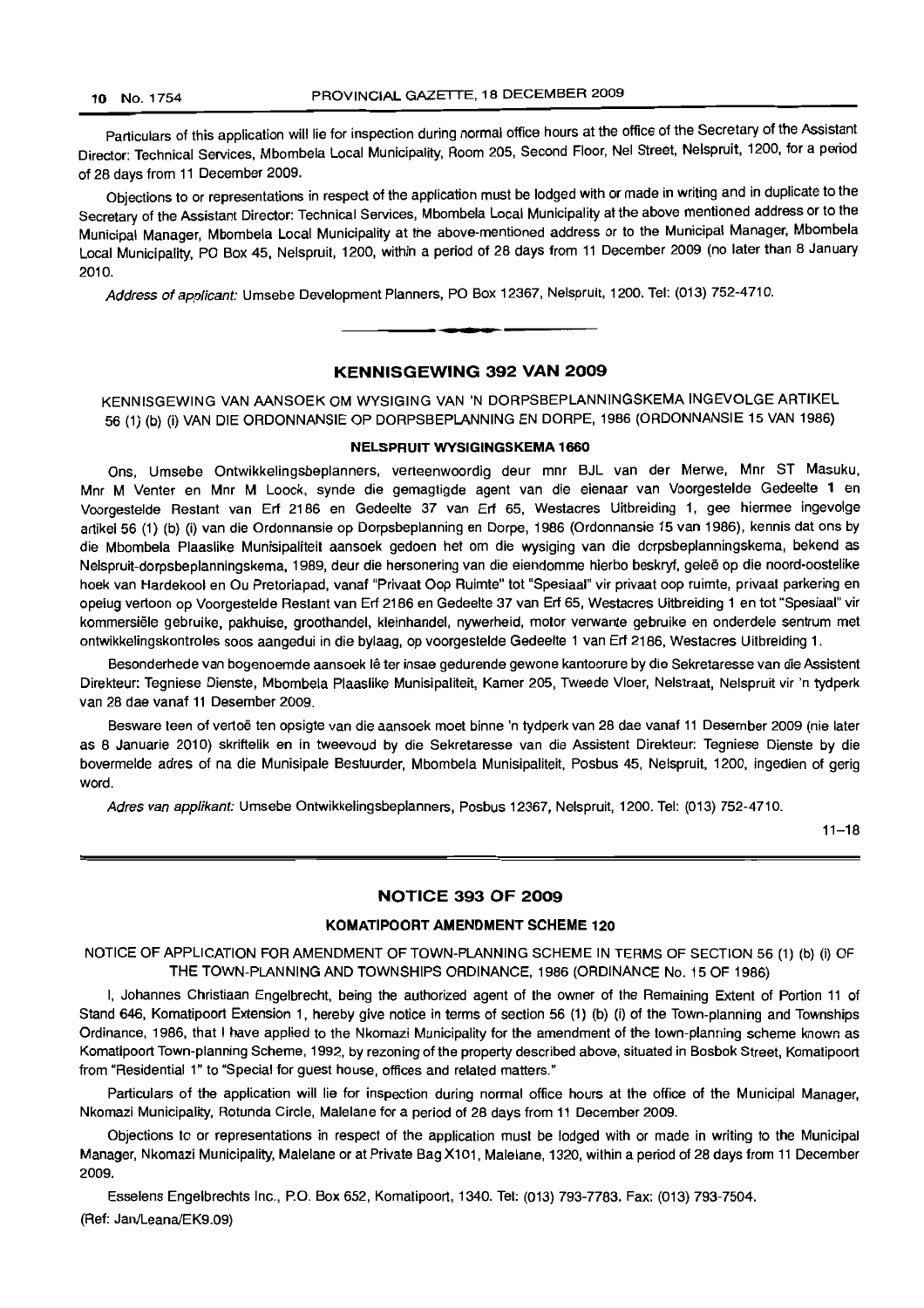Particulars of this application will lie for inspection during normal office hours at the office of the Secretary of the Assistant Director: Technical Services, Mbombela Local Municipality, Room 205, Second Floor, Nel Street, Nelspruit, 1200, for a period of 28 days from 11 December 2009.

Objections to or representations in respect of the application must be lodged with or made in writing and in duplicate to the Secretary of the Assistant Director: Technical Services, Mbombela Local Municipality at the above mentioned address or to the Municipal Manager, Mbombela Local Municipality at the above-mentioned address or to the Municipal Manager, Mbombela Local Municipality, PO Box 45, Nelspruit, 1200, within a period of 28 days from 11 December 2009 (no later than 8 January 2010.

*Address of applicant:* Umsebe Development Planners, PO Box 12367, Nelspruit, 1200. Tel: (013) 752-4710.

---

## KENNISGEWING 392 VAN 2009

KENNISGEWING VAN AANSOEK OM WYSIGING VAN 'N DORPSBEPLANNINGSKEMA INGEVOLGE ARTIKEL 56 (1) (b) (i) VAN DIE ORDONNANSIE OP DORPSBEPLANNING EN DORPE, 1986 (ORDONNANSIE 15 VAN 1986)

### NELSPRUIT WYSIGINGSKEMA 1660

Ons, Umsebe Ontwikkelingsbeplanners, verteenwoordig deur mnr BJL van der Merwe, Mnr ST Masuku, Mnr M Venter en Mnr M Loock, synde die gemagtigde agent van die eienaar van Voorgestelde Gedeelte 1 en Voorgestelde Restant van Erf 2186 en Gedeelte 37 van Erf 65, Westacres Uitbreiding 1, gee hiermee ingevolge artikel 56 (1) (b) (i) van die Ordonnansie op Dorpsbeplanning en Dorpe, 1986 (Ordonnansie 15 van 1986), kennis dat ons by die Mbombela Plaaslike Munisipaliteit aansoek gedoen het om die wysiging van die dorpsbeplanningskema, bekend as Nelspruit-dorpsbeplanningskema, 1989, deur die hersonering van die eiendomme hierbo beskryf, geleë op die noord-oostelike hoek van Hardekool en Ou Pretoriapad, vanaf "Privaat Oop Ruimte" tot "Spesiaal" vir privaat oop ruimte, privaat parkering en opelug vertoon op Voorgestelde Restant van Erf 2186 en Gedeelte 37 van Erf 65, Westacres Uitbreiding 1 en tot "Spesiaal" vir kommersiële gebruike, pakhuise, groothandel, kleinhandel, nywerheid, motor verwante gebruike en onderdele sentrum met ontwikkelingskontroles soos aangedui in die bylaag, op voorgestelde Gedeelte 1 van Erf 2186, Westacres Uitbreiding 1.

Besonderhede van bogenoemde aansoek lê ter insae gedurende gewone kantoorure by die Sekretaresse van die Assistent Direkteur: Tegniese Dienste, Mbombela Plaaslike Munisipaliteit, Kamer 205, Tweede Vloer, Nelstraat, Nelspruit vir 'n tydperk van 28 dae vanaf 11 Desember 2009.

Besware teen of vertoë ten opsigte van die aansoek moet binne 'n tydperk van 28 dae vanaf 11 Desember 2009 (nie later as 8 Januarie 2010) skriftelik en in tweevoud by die Sekretaresse van die Assistent Direkteur: Tegniese Dienste by die bovermelde adres of na die Munisipale Bestuurder, Mbombela Munisipaliteit, Posbus 45, Nelspruit, 1200, ingedien of gerig word.

*Adres van applikant:* Umsebe Ontwikkelingsbeplanners, Posbus 12367, Nelspruit, 1200. Tel: (013) 752-4710.

11–18

---

## NOTICE 393 OF 2009

### KOMATIPOORT AMENDMENT SCHEME 120

NOTICE OF APPLICATION FOR AMENDMENT OF TOWN-PLANNING SCHEME IN TERMS OF SECTION 56 (1) (b) (i) OF THE TOWN-PLANNING AND TOWNSHIPS ORDINANCE, 1986 (ORDINANCE No. 15 OF 1986)

I, Johannes Christiaan Engelbrecht, being the authorized agent of the owner of the Remaining Extent of Portion 11 of Stand 646, Komatipoort Extension 1, hereby give notice in terms of section 56 (1) (b) (i) of the Town-planning and Townships Ordinance, 1986, that I have applied to the Nkomazi Municipality for the amendment of the town-planning scheme known as Komatipoort Town-planning Scheme, 1992, by rezoning of the property described above, situated in Bosbok Street, Komatipoort from "Residential 1" to "Special for guest house, offices and related matters."

Particulars of the application will lie for inspection during normal office hours at the office of the Municipal Manager, Nkomazi Municipality, Rotunda Circle, Malelane for a period of 28 days from 11 December 2009.

Objections to or representations in respect of the application must be lodged with or made in writing to the Municipal Manager, Nkomazi Municipality, Malelane or at Private Bag X101, Malelane, 1320, within a period of 28 days from 11 December 2009.

Esselens Engelbrechts Inc., P.O. Box 652, Komatipoort, 1340. Tel: (013) 793-7783. Fax: (013) 793-7504.

(Ref: Jan/Leana/EK9.09)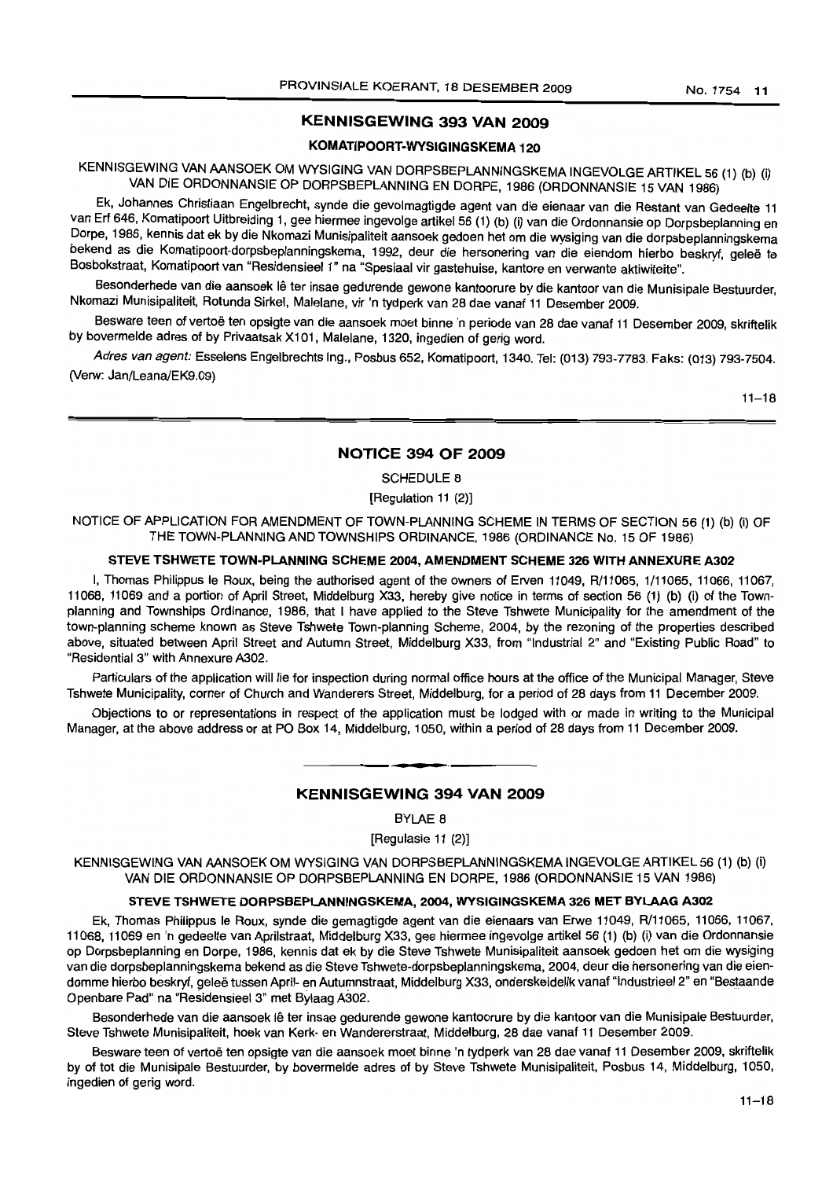## KENNISGEWING 393 VAN 2009

### KOMATIPOORT-WYSIGINGSKEMA 120

KENNISGEWING VAN AANSOEK OM WYSIGING VAN DORPSBEPLANNINGSKEMA INGEVOLGE ARTIKEL 56 (1) (b) (i) VAN DIE ORDONNANSIE OP DORPSBEPLANNING EN DORPE, 1986 (ORDONNANSIE 15 VAN 1986)

Ek, Johannes Christiaan Engelbrecht, synde die gevolmagtigde agent van die eienaar van die Restant van Gedeelte 11 van Erf 646, Komatipoort Uitbreiding 1, gee hiermee ingevolge artikel 56 (1) (b) (i) van die Ordonnansie op Dorpsbeplanning en Dorpe, 1986, kennis dat ek by die Nkomazi Munisipaliteit aansoek gedoen het om die wysiging van die dorpsbeplanningskema bekend as die Komatipoort-dorpsbeplanningskema, 1992, deur die hersonering van die eiendom hierbo beskryf, geleë te Bosbokstraat, Komatipoort van "Residensieel 1" na "Spesiaal vir gastehuise, kantore en verwante aktiwiteite".

Besonderhede van die aansoek lê ter insae gedurende gewone kantoorure by die kantoor van die Munisipale Bestuurder, Nkomazi Munisipaliteit, Rotunda Sirkel, Malelane, vir 'n tydperk van 28 dae vanaf 11 Desember 2009.

Besware teen of vertoë ten opsigte van die aansoek moet binne 'n periode van 28 dae vanaf 11 Desember 2009, skriftelik by bovermelde adres of by Privaatsak X101, Malelane, 1320, ingedien of gerig word.

*Adres van agent:* Esselens Engelbrechts Ing., Posbus 652, Komatipoort, 1340. Tel: (013) 793-7783. Faks: (013) 793-7504. (Verw: Jan/Leana/EK9.09)

11–18

## NOTICE 394 OF 2009

SCHEDULE 8

[Regulation 11 (2)]

NOTICE OF APPLICATION FOR AMENDMENT OF TOWN-PLANNING SCHEME IN TERMS OF SECTION 56 (1) (b) (i) OF THE TOWN-PLANNING AND TOWNSHIPS ORDINANCE, 1986 (ORDINANCE No. 15 OF 1986)

**STEVE TSHWETE TOWN-PLANNING SCHEME 2004, AMENDMENT SCHEME 326 WITH ANNEXURE A302**

I, Thomas Philippus le Roux, being the authorised agent of the owners of Erven 11049, R/11065, 1/11065, 11066, 11067, 11068, 11069 and a portion of April Street, Middelburg X33, hereby give notice in terms of section 56 (1) (b) (i) of the Town-planning and Townships Ordinance, 1986, that I have applied to the Steve Tshwete Municipality for the amendment of the town-planning scheme known as Steve Tshwete Town-planning Scheme, 2004, by the rezoning of the properties described above, situated between April Street and Autumn Street, Middelburg X33, from "Industrial 2" and "Existing Public Road" to "Residential 3" with Annexure A302.

Particulars of the application will lie for inspection during normal office hours at the office of the Municipal Manager, Steve Tshwete Municipality, corner of Church and Wanderers Street, Middelburg, for a period of 28 days from 11 December 2009.

Objections to or representations in respect of the application must be lodged with or made in writing to the Municipal Manager, at the above address or at PO Box 14, Middelburg, 1050, within a period of 28 days from 11 December 2009.

## KENNISGEWING 394 VAN 2009

BYLAE 8

[Regulasie 11 (2)]

KENNISGEWING VAN AANSOEK OM WYSIGING VAN DORPSBEPLANNINGSKEMA INGEVOLGE ARTIKEL 56 (1) (b) (i) VAN DIE ORDONNANSIE OP DORPSBEPLANNING EN DORPE, 1986 (ORDONNANSIE 15 VAN 1986)

**STEVE TSHWETE DORPSBEPLANNINGSKEMA, 2004, WYSIGINGSKEMA 326 MET BYLAAG A302**

Ek, Thomas Philippus le Roux, synde die gemagtigde agent van die eienaars van Erwe 11049, R/11065, 11066, 11067, 11068, 11069 en 'n gedeelte van Aprilstraat, Middelburg X33, gee hiermee ingevolge artikel 56 (1) (b) (i) van die Ordonnansie op Dorpsbeplanning en Dorpe, 1986, kennis dat ek by die Steve Tshwete Munisipaliteit aansoek gedoen het om die wysiging van die dorpsbeplanningskema bekend as die Steve Tshwete-dorpsbeplanningskema, 2004, deur die hersonering van die eiendomme hierbo beskryf, geleë tussen April- en Autumnstraat, Middelburg X33, onderskeidelik vanaf "Industrieel 2" en "Bestaande Openbare Pad" na "Residensieel 3" met Bylaag A302.

Besonderhede van die aansoek lê ter insae gedurende gewone kantoorure by die kantoor van die Munisipale Bestuurder, Steve Tshwete Munisipaliteit, hoek van Kerk- en Wandererstraat, Middelburg, 28 dae vanaf 11 Desember 2009.

Besware teen of vertoë ten opsigte van die aansoek moet binne 'n tydperk van 28 dae vanaf 11 Desember 2009, skriftelik by of tot die Munisipale Bestuurder, by bovermelde adres of by Steve Tshwete Munisipaliteit, Posbus 14, Middelburg, 1050, ingedien of gerig word.

11–18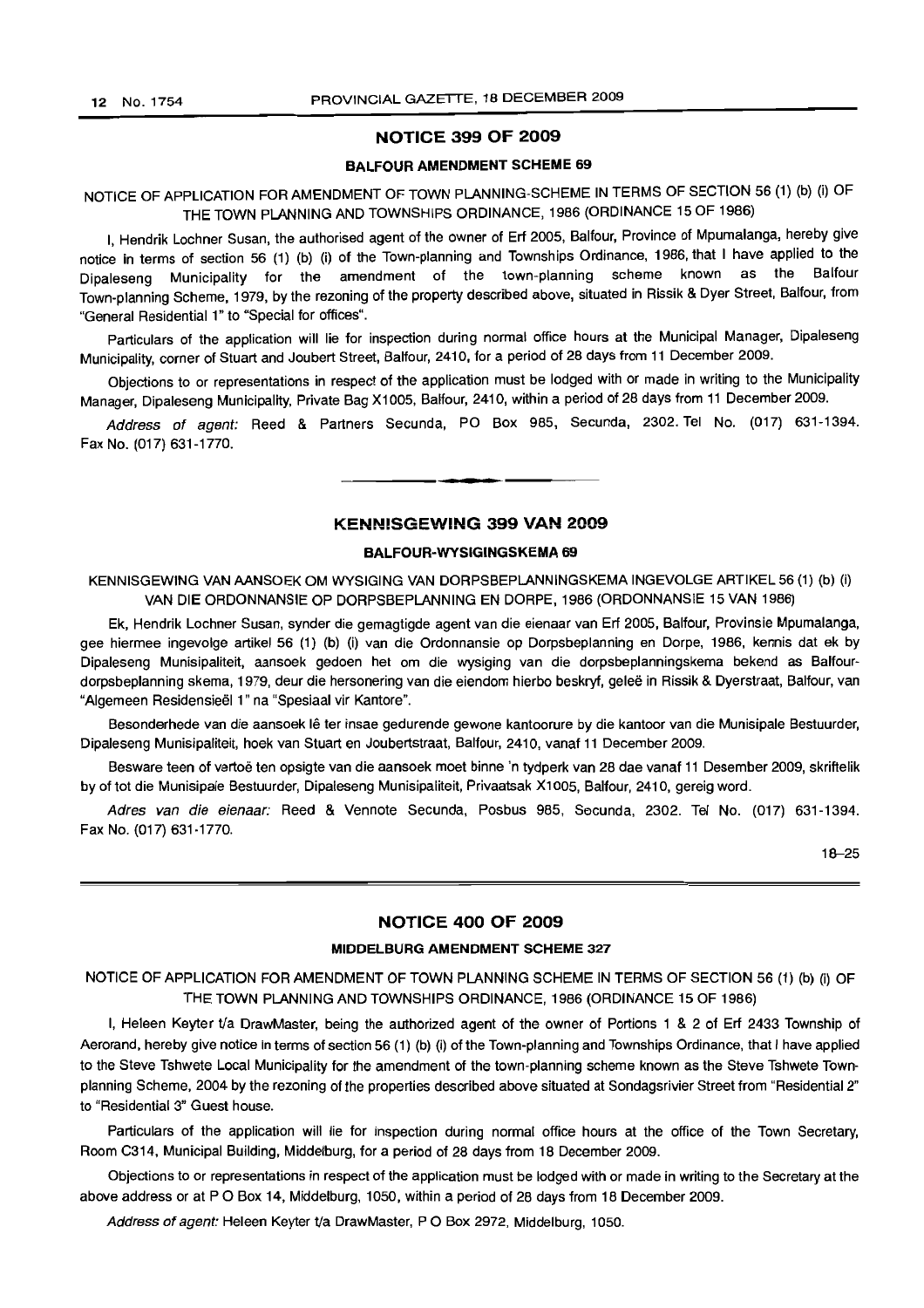## NOTICE 399 OF 2009

### BALFOUR AMENDMENT SCHEME 69

NOTICE OF APPLICATION FOR AMENDMENT OF TOWN PLANNING-SCHEME IN TERMS OF SECTION 56 (1) (b) (i) OF THE TOWN PLANNING AND TOWNSHIPS ORDINANCE, 1986 (ORDINANCE 15 OF 1986)

I, Hendrik Lochner Susan, the authorised agent of the owner of Erf 2005, Balfour, Province of Mpumalanga, hereby give notice in terms of section 56 (1) (b) (i) of the Town-planning and Townships Ordinance, 1986, that I have applied to the Dipaleseng Municipality for the amendment of the town-planning scheme known as the Balfour Town-planning Scheme, 1979, by the rezoning of the property described above, situated in Rissik & Dyer Street, Balfour, from "General Residential 1" to "Special for offices".

Particulars of the application will lie for inspection during normal office hours at the Municipal Manager, Dipaleseng Municipality, corner of Stuart and Joubert Street, Balfour, 2410, for a period of 28 days from 11 December 2009.

Objections to or representations in respect of the application must be lodged with or made in writing to the Municipality Manager, Dipaleseng Municipality, Private Bag X1005, Balfour, 2410, within a period of 28 days from 11 December 2009.

*Address of agent:* Reed & Partners Secunda, PO Box 985, Secunda, 2302. Tel No. (017) 631-1394. Fax No. (017) 631-1770.

---

## KENNISGEWING 399 VAN 2009

### BALFOUR-WYSIGINGSKEMA 69

KENNISGEWING VAN AANSOEK OM WYSIGING VAN DORPSBEPLANNINGSKEMA INGEVOLGE ARTIKEL 56 (1) (b) (i) VAN DIE ORDONNANSIE OP DORPSBEPLANNING EN DORPE, 1986 (ORDONNANSIE 15 VAN 1986)

Ek, Hendrik Lochner Susan, synder die gemagtigde agent van die eienaar van Erf 2005, Balfour, Provinsie Mpumalanga, gee hiermee ingevolge artikel 56 (1) (b) (i) van die Ordonnansie op Dorpsbeplanning en Dorpe, 1986, kennis dat ek by Dipaleseng Munisipaliteit, aansoek gedoen het om die wysiging van die dorpsbeplanningskema bekend as Balfour-dorpsbeplanning skema, 1979, deur die hersonering van die eiendom hierbo beskryf, geleë in Rissik & Dyerstraat, Balfour, van "Algemeen Residensieël 1" na "Spesiaal vir Kantore".

Besonderhede van die aansoek lê ter insae gedurende gewone kantoorure by die kantoor van die Munisipale Bestuurder, Dipaleseng Munisipaliteit, hoek van Stuart en Joubertstraat, Balfour, 2410, vanaf 11 December 2009.

Besware teen of vertoë ten opsigte van die aansoek moet binne 'n tydperk van 28 dae vanaf 11 Desember 2009, skriftelik by of tot die Munisipale Bestuurder, Dipaleseng Munisipaliteit, Privaatsak X1005, Balfour, 2410, gereig word.

*Adres van die eienaar:* Reed & Vennote Secunda, Posbus 985, Secunda, 2302. Tel No. (017) 631-1394. Fax No. (017) 631-1770.

18–25

---

## NOTICE 400 OF 2009

### MIDDELBURG AMENDMENT SCHEME 327

NOTICE OF APPLICATION FOR AMENDMENT OF TOWN PLANNING SCHEME IN TERMS OF SECTION 56 (1) (b) (i) OF THE TOWN PLANNING AND TOWNSHIPS ORDINANCE, 1986 (ORDINANCE 15 OF 1986)

I, Heleen Keyter t/a DrawMaster, being the authorized agent of the owner of Portions 1 & 2 of Erf 2433 Township of Aerorand, hereby give notice in terms of section 56 (1) (b) (i) of the Town-planning and Townships Ordinance, that I have applied to the Steve Tshwete Local Municipality for the amendment of the town-planning scheme known as the Steve Tshwete Town-planning Scheme, 2004 by the rezoning of the properties described above situated at Sondagsrivier Street from "Residential 2" to "Residential 3" Guest house.

Particulars of the application will lie for inspection during normal office hours at the office of the Town Secretary, Room C314, Municipal Building, Middelburg, for a period of 28 days from 18 December 2009.

Objections to or representations in respect of the application must be lodged with or made in writing to the Secretary at the above address or at P O Box 14, Middelburg, 1050, within a period of 28 days from 18 December 2009.

*Address of agent:* Heleen Keyter t/a DrawMaster, P O Box 2972, Middelburg, 1050.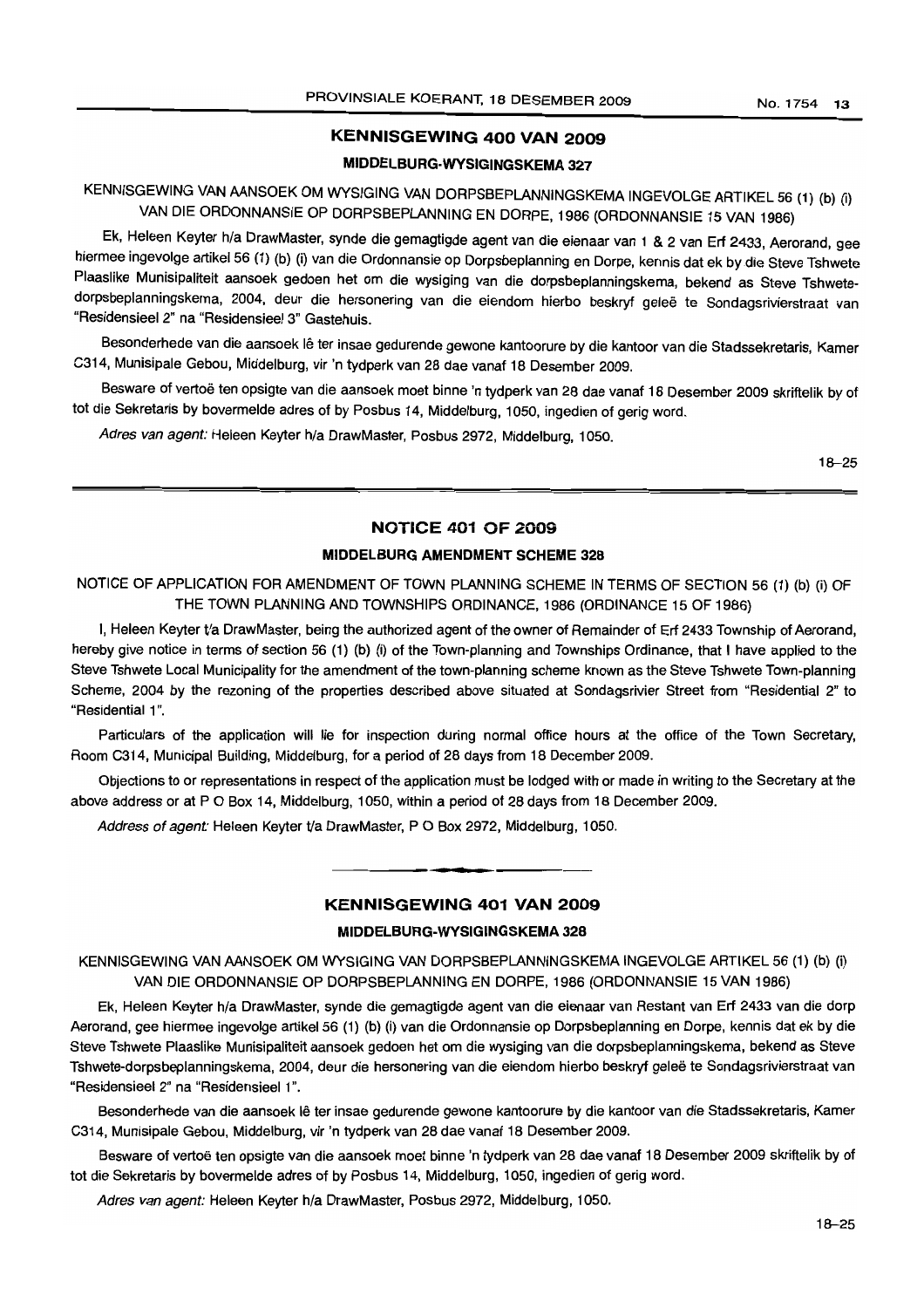## KENNISGEWING 400 VAN 2009

### MIDDELBURG-WYSIGINGSKEMA 327

KENNISGEWING VAN AANSOEK OM WYSIGING VAN DORPSBEPLANNINGSKEMA INGEVOLGE ARTIKEL 56 (1) (b) (i) VAN DIE ORDONNANSIE OP DORPSBEPLANNING EN DORPE, 1986 (ORDONNANSIE 15 VAN 1986)

Ek, Heleen Keyter h/a DrawMaster, synde die gemagtigde agent van die eienaar van 1 & 2 van Erf 2433, Aerorand, gee hiermee ingevolge artikel 56 (1) (b) (i) van die Ordonnansie op Dorpsbeplanning en Dorpe, kennis dat ek by die Steve Tshwete Plaaslike Munisipaliteit aansoek gedoen het om die wysiging van die dorpsbeplanningskema, bekend as Steve Tshwete-dorpsbeplanningskema, 2004, deur die hersonering van die eiendom hierbo beskryf geleë te Sondagsrivierstraat van "Residensieel 2" na "Residensieel 3" Gastehuis.

Besonderhede van die aansoek lê ter insae gedurende gewone kantoorure by die kantoor van die Stadssekretaris, Kamer C314, Munisipale Gebou, Middelburg, vir 'n tydperk van 28 dae vanaf 18 Desember 2009.

Besware of vertoë ten opsigte van die aansoek moet binne 'n tydperk van 28 dae vanaf 18 Desember 2009 skriftelik by of tot die Sekretaris by bovermelde adres of by Posbus 14, Middelburg, 1050, ingedien of gerig word.

*Adres van agent:* Heleen Keyter h/a DrawMaster, Posbus 2972, Middelburg, 1050.

18–25

## NOTICE 401 OF 2009

### MIDDELBURG AMENDMENT SCHEME 328

NOTICE OF APPLICATION FOR AMENDMENT OF TOWN PLANNING SCHEME IN TERMS OF SECTION 56 (1) (b) (i) OF THE TOWN PLANNING AND TOWNSHIPS ORDINANCE, 1986 (ORDINANCE 15 OF 1986)

I, Heleen Keyter t/a DrawMaster, being the authorized agent of the owner of Remainder of Erf 2433 Township of Aerorand, hereby give notice in terms of section 56 (1) (b) (i) of the Town-planning and Townships Ordinance, that I have applied to the Steve Tshwete Local Municipality for the amendment of the town-planning scheme known as the Steve Tshwete Town-planning Scheme, 2004 by the rezoning of the properties described above situated at Sondagsrivier Street from "Residential 2" to "Residential 1".

Particulars of the application will lie for inspection during normal office hours at the office of the Town Secretary, Room C314, Municipal Building, Middelburg, for a period of 28 days from 18 December 2009.

Objections to or representations in respect of the application must be lodged with or made in writing to the Secretary at the above address or at P O Box 14, Middelburg, 1050, within a period of 28 days from 18 December 2009.

*Address of agent:* Heleen Keyter t/a DrawMaster, P O Box 2972, Middelburg, 1050.

---

## KENNISGEWING 401 VAN 2009

### MIDDELBURG-WYSIGINGSKEMA 328

KENNISGEWING VAN AANSOEK OM WYSIGING VAN DORPSBEPLANNINGSKEMA INGEVOLGE ARTIKEL 56 (1) (b) (i) VAN DIE ORDONNANSIE OP DORPSBEPLANNING EN DORPE, 1986 (ORDONNANSIE 15 VAN 1986)

Ek, Heleen Keyter h/a DrawMaster, synde die gemagtigde agent van die eienaar van Restant van Erf 2433 van die dorp Aerorand, gee hiermee ingevolge artikel 56 (1) (b) (i) van die Ordonnansie op Dorpsbeplanning en Dorpe, kennis dat ek by die Steve Tshwete Plaaslike Munisipaliteit aansoek gedoen het om die wysiging van die dorpsbeplanningskema, bekend as Steve Tshwete-dorpsbeplanningskema, 2004, deur die hersonering van die eiendom hierbo beskryf geleë te Sondagsrivierstraat van "Residensieel 2" na "Residensieel 1".

Besonderhede van die aansoek lê ter insae gedurende gewone kantoorure by die kantoor van die Stadssekretaris, Kamer C314, Munisipale Gebou, Middelburg, vir 'n tydperk van 28 dae vanaf 18 Desember 2009.

Besware of vertoë ten opsigte van die aansoek moet binne 'n tydperk van 28 dae vanaf 18 Desember 2009 skriftelik by of tot die Sekretaris by bovermelde adres of by Posbus 14, Middelburg, 1050, ingedien of gerig word.

*Adres van agent:* Heleen Keyter h/a DrawMaster, Posbus 2972, Middelburg, 1050.

18–25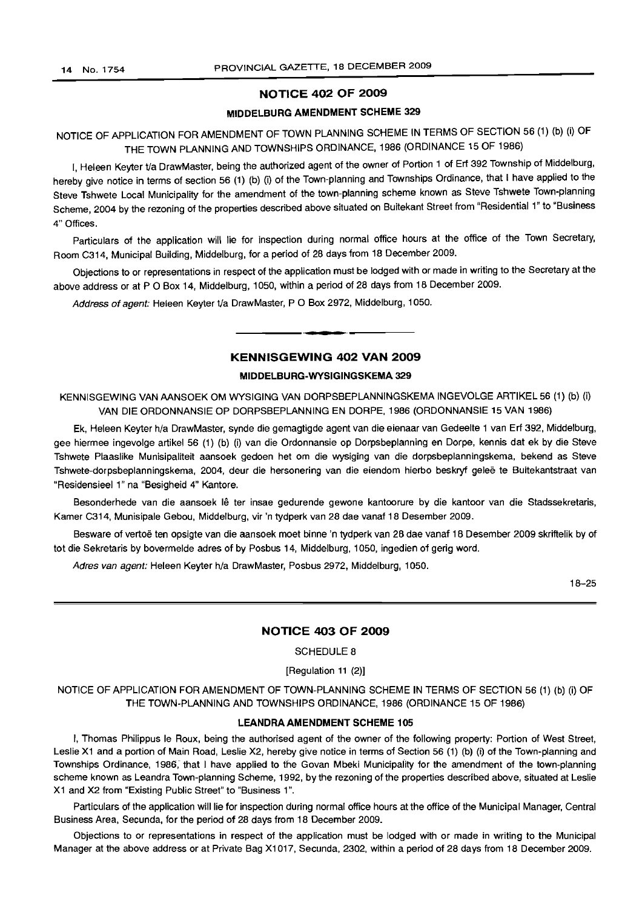## NOTICE 402 OF 2009

### MIDDELBURG AMENDMENT SCHEME 329

NOTICE OF APPLICATION FOR AMENDMENT OF TOWN PLANNING SCHEME IN TERMS OF SECTION 56 (1) (b) (i) OF THE TOWN PLANNING AND TOWNSHIPS ORDINANCE, 1986 (ORDINANCE 15 OF 1986)

I, Heleen Keyter t/a DrawMaster, being the authorized agent of the owner of Portion 1 of Erf 392 Township of Middelburg, hereby give notice in terms of section 56 (1) (b) (i) of the Town-planning and Townships Ordinance, that I have applied to the Steve Tshwete Local Municipality for the amendment of the town-planning scheme known as Steve Tshwete Town-planning Scheme, 2004 by the rezoning of the properties described above situated on Buitekant Street from "Residential 1" to "Business 4" Offices.

Particulars of the application will lie for inspection during normal office hours at the office of the Town Secretary, Room C314, Municipal Building, Middelburg, for a period of 28 days from 18 December 2009.

Objections to or representations in respect of the application must be lodged with or made in writing to the Secretary at the above address or at P O Box 14, Middelburg, 1050, within a period of 28 days from 18 December 2009.

*Address of agent:* Heleen Keyter t/a DrawMaster, P O Box 2972, Middelburg, 1050.

---

## KENNISGEWING 402 VAN 2009

### MIDDELBURG-WYSIGINGSKEMA 329

KENNISGEWING VAN AANSOEK OM WYSIGING VAN DORPSBEPLANNINGSKEMA INGEVOLGE ARTIKEL 56 (1) (b) (i) VAN DIE ORDONNANSIE OP DORPSBEPLANNING EN DORPE, 1986 (ORDONNANSIE 15 VAN 1986)

Ek, Heleen Keyter h/a DrawMaster, synde die gemagtigde agent van die eienaar van Gedeelte 1 van Erf 392, Middelburg, gee hiermee ingevolge artikel 56 (1) (b) (i) van die Ordonnansie op Dorpsbeplanning en Dorpe, kennis dat ek by die Steve Tshwete Plaaslike Munisipaliteit aansoek gedoen het om die wysiging van die dorpsbeplanningskema, bekend as Steve Tshwete-dorpsbeplanningskema, 2004, deur die hersonering van die eiendom hierbo beskryf geleë te Buitekantstraat van "Residensieel 1" na "Besigheid 4" Kantore.

Besonderhede van die aansoek lê ter insae gedurende gewone kantoorure by die kantoor van die Stadssekretaris, Kamer C314, Munisipale Gebou, Middelburg, vir 'n tydperk van 28 dae vanaf 18 Desember 2009.

Besware of vertoë ten opsigte van die aansoek moet binne 'n tydperk van 28 dae vanaf 18 Desember 2009 skriftelik by of tot die Sekretaris by bovermelde adres of by Posbus 14, Middelburg, 1050, ingedien of gerig word.

*Adres van agent:* Heleen Keyter h/a DrawMaster, Posbus 2972, Middelburg, 1050.

18–25

---

## NOTICE 403 OF 2009

SCHEDULE 8

[Regulation 11 (2)]

NOTICE OF APPLICATION FOR AMENDMENT OF TOWN-PLANNING SCHEME IN TERMS OF SECTION 56 (1) (b) (i) OF THE TOWN-PLANNING AND TOWNSHIPS ORDINANCE, 1986 (ORDINANCE 15 OF 1986)

### LEANDRA AMENDMENT SCHEME 105

I, Thomas Philippus le Roux, being the authorised agent of the owner of the following property: Portion of West Street, Leslie X1 and a portion of Main Road, Leslie X2, hereby give notice in terms of Section 56 (1) (b) (i) of the Town-planning and Townships Ordinance, 1986, that I have applied to the Govan Mbeki Municipality for the amendment of the town-planning scheme known as Leandra Town-planning Scheme, 1992, by the rezoning of the properties described above, situated at Leslie X1 and X2 from "Existing Public Street" to "Business 1".

Particulars of the application will lie for inspection during normal office hours at the office of the Municipal Manager, Central Business Area, Secunda, for the period of 28 days from 18 December 2009.

Objections to or representations in respect of the application must be lodged with or made in writing to the Municipal Manager at the above address or at Private Bag X1017, Secunda, 2302, within a period of 28 days from 18 December 2009.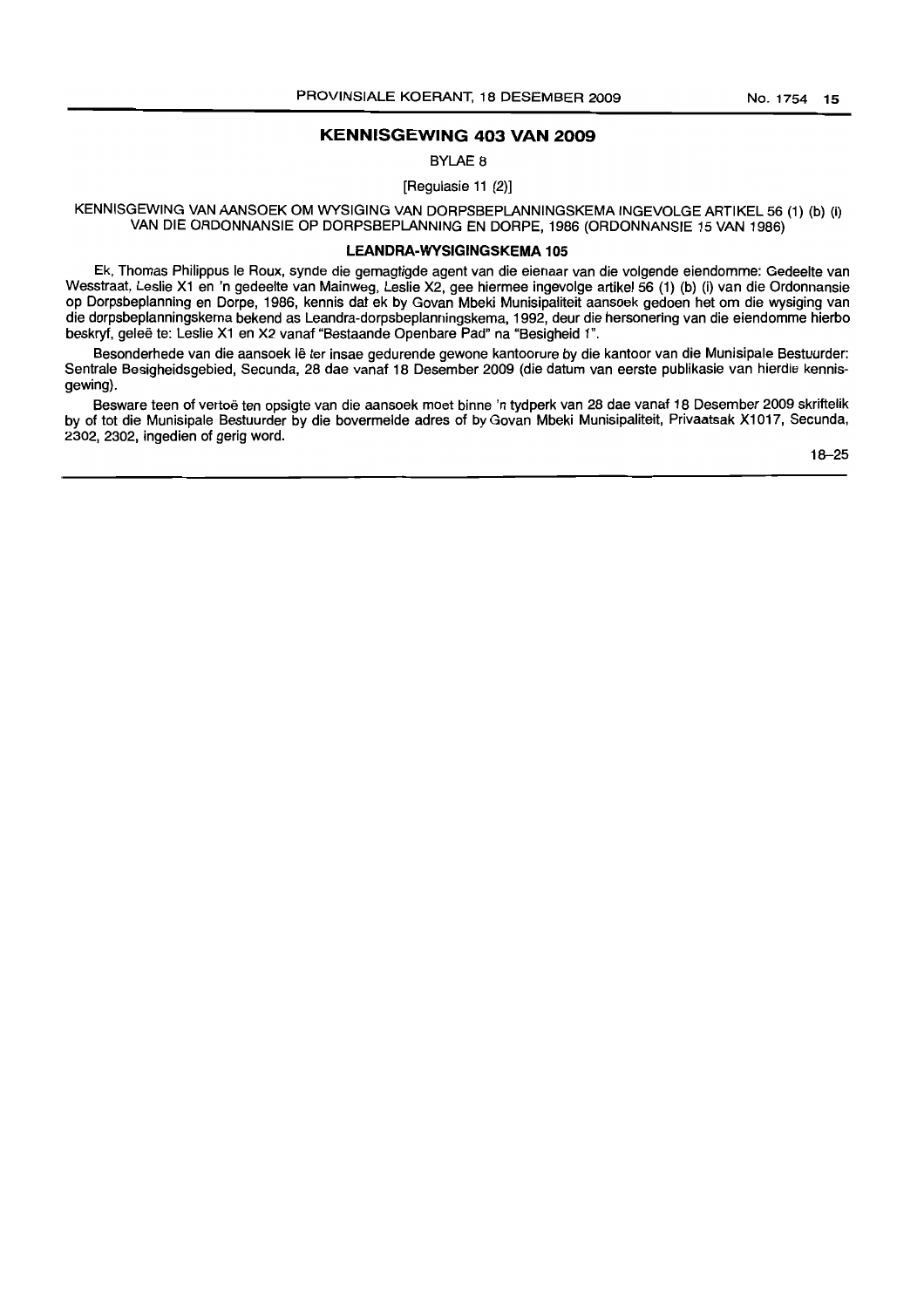## KENNISGEWING 403 VAN 2009

BYLAE 8

[Regulasie 11 (2)]

KENNISGEWING VAN AANSOEK OM WYSIGING VAN DORPSBEPLANNINGSKEMA INGEVOLGE ARTIKEL 56 (1) (b) (i) VAN DIE ORDONNANSIE OP DORPSBEPLANNING EN DORPE, 1986 (ORDONNANSIE 15 VAN 1986)

### LEANDRA-WYSIGINGSKEMA 105

Ek, Thomas Philippus le Roux, synde die gemagtigde agent van die eienaar van die volgende eiendomme: Gedeelte van Wesstraat, Leslie X1 en 'n gedeelte van Mainweg, Leslie X2, gee hiermee ingevolge artikel 56 (1) (b) (i) van die Ordonnansie op Dorpsbeplanning en Dorpe, 1986, kennis dat ek by Govan Mbeki Munisipaliteit aansoek gedoen het om die wysiging van die dorpsbeplanningskema bekend as Leandra-dorpsbeplanningskema, 1992, deur die hersonering van die eiendomme hierbo beskryf, geleë te: Leslie X1 en X2 vanaf "Bestaande Openbare Pad" na "Besigheid 1".

Besonderhede van die aansoek lê ter insae gedurende gewone kantoorure by die kantoor van die Munisipale Bestuurder: Sentrale Besigheidsgebied, Secunda, 28 dae vanaf 18 Desember 2009 (die datum van eerste publikasie van hierdie kennisgewing).

Besware teen of vertoë ten opsigte van die aansoek moet binne 'n tydperk van 28 dae vanaf 18 Desember 2009 skriftelik by of tot die Munisipale Bestuurder by die bovermelde adres of by Govan Mbeki Munisipaliteit, Privaatsak X1017, Secunda, 2302, 2302, ingedien of gerig word.

18–25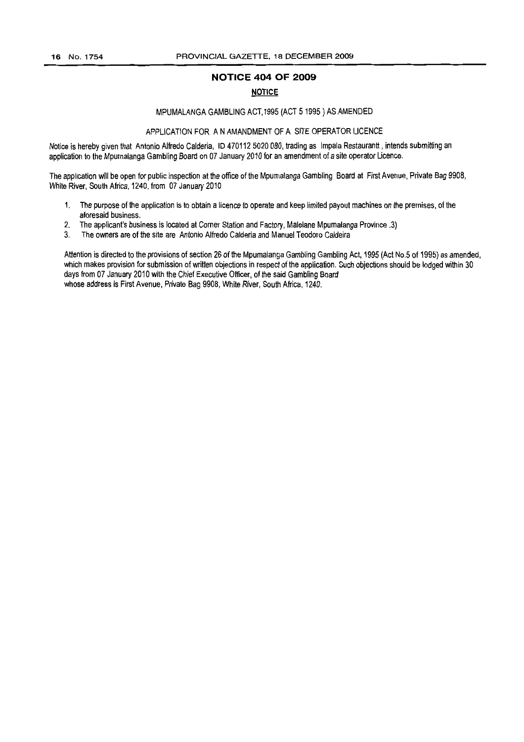## NOTICE 404 OF 2009

**NOTICE**

MPUMALANGA GAMBLING ACT,1995 (ACT 5 1995 ) AS AMENDED

APPLICATION FOR A N AMANDMENT OF A SITE OPERATOR LICENCE

Notice is hereby given that Antonio Alfredo Calderia, ID 470112 5020 080, trading as Impala Restaurantt , intends submitting an application to the Mpumalanga Gambling Board on 07 January 2010 for an amendment of a site operator Licence.

The application will be open for public inspection at the office of the Mpumalanga Gambling Board at First Avenue, Private Bag 9908, White River, South Africa, 1240, from 07 January 2010

1. The purpose of the application is to obtain a licence to operate and keep limited payout machines on the premises, of the aforesaid business.
2. The applicant's business is located at Corner Station and Factory, Malelane Mpumalanga Province .3)
3. The owners are of the site are Antonio Alfredo Calderia and Manuel Teodoro Caldeira

Attention is directed to the provisions of section 26 of the Mpumalanga Gambling Gambling Act, 1995 (Act No.5 of 1995) as amended, which makes provision for submission of written objections in respect of the application. Such objections should be lodged within 30 days from 07 January 2010 with the Chief Executive Officer, of the said Gambling Board whose address is First Avenue, Private Bag 9908, White River, South Africa, 1240.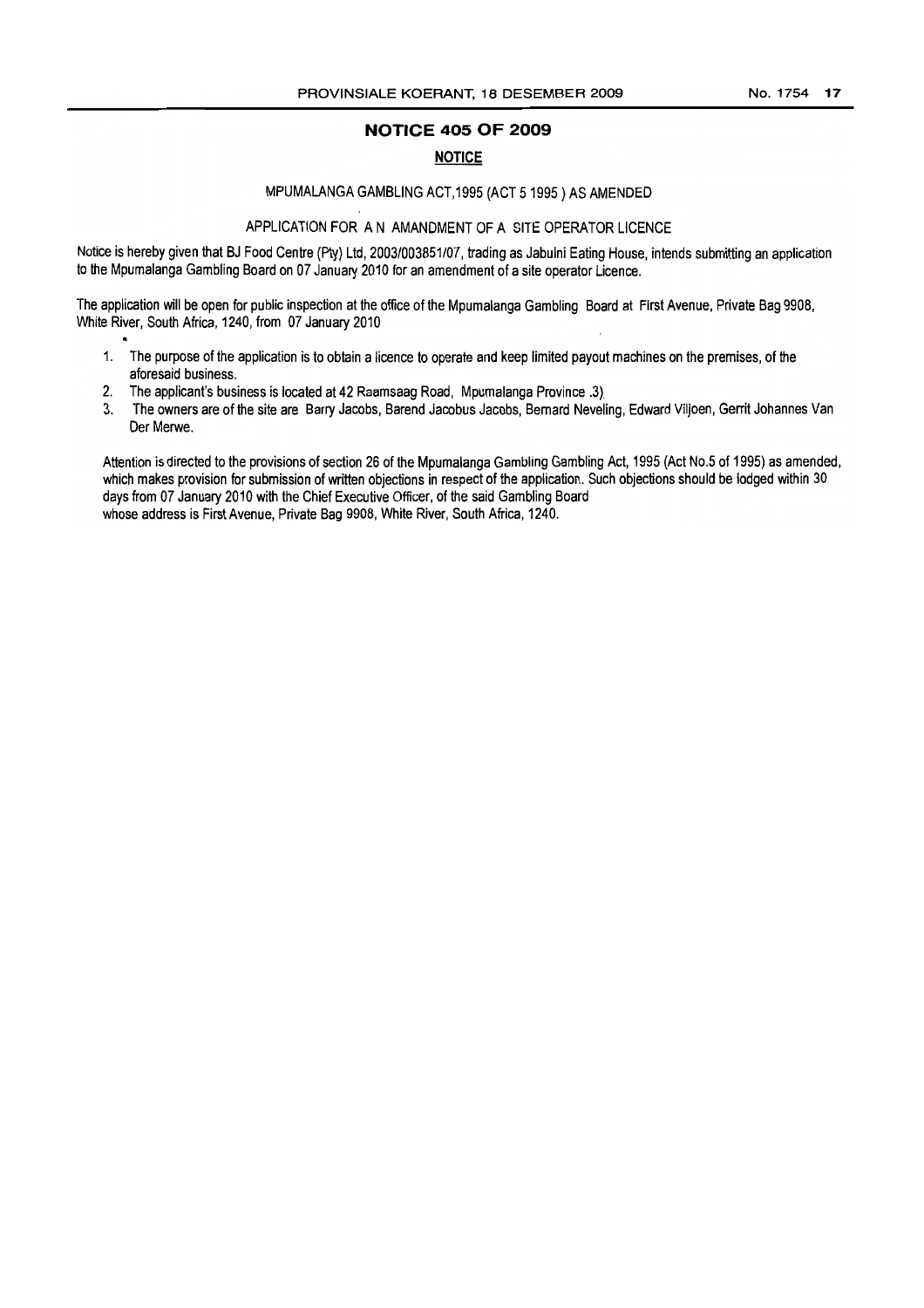## NOTICE 405 OF 2009

### NOTICE

MPUMALANGA GAMBLING ACT,1995 (ACT 5 1995 ) AS AMENDED

APPLICATION FOR A N AMANDMENT OF A SITE OPERATOR LICENCE

Notice is hereby given that BJ Food Centre (Pty) Ltd, 2003/003851/07, trading as Jabulni Eating House, intends submitting an application to the Mpumalanga Gambling Board on 07 January 2010 for an amendment of a site operator Licence.

The application will be open for public inspection at the office of the Mpumalanga Gambling Board at First Avenue, Private Bag 9908, White River, South Africa, 1240, from 07 January 2010

1. The purpose of the application is to obtain a licence to operate and keep limited payout machines on the premises, of the aforesaid business.
2. The applicant's business is located at 42 Raamsaag Road, Mpumalanga Province .3)
3. The owners are of the site are Barry Jacobs, Barend Jacobus Jacobs, Bernard Neveling, Edward Viljoen, Gerrit Johannes Van Der Merwe.

Attention is directed to the provisions of section 26 of the Mpumalanga Gambling Gambling Act, 1995 (Act No.5 of 1995) as amended, which makes provision for submission of written objections in respect of the application. Such objections should be lodged within 30 days from 07 January 2010 with the Chief Executive Officer, of the said Gambling Board whose address is First Avenue, Private Bag 9908, White River, South Africa, 1240.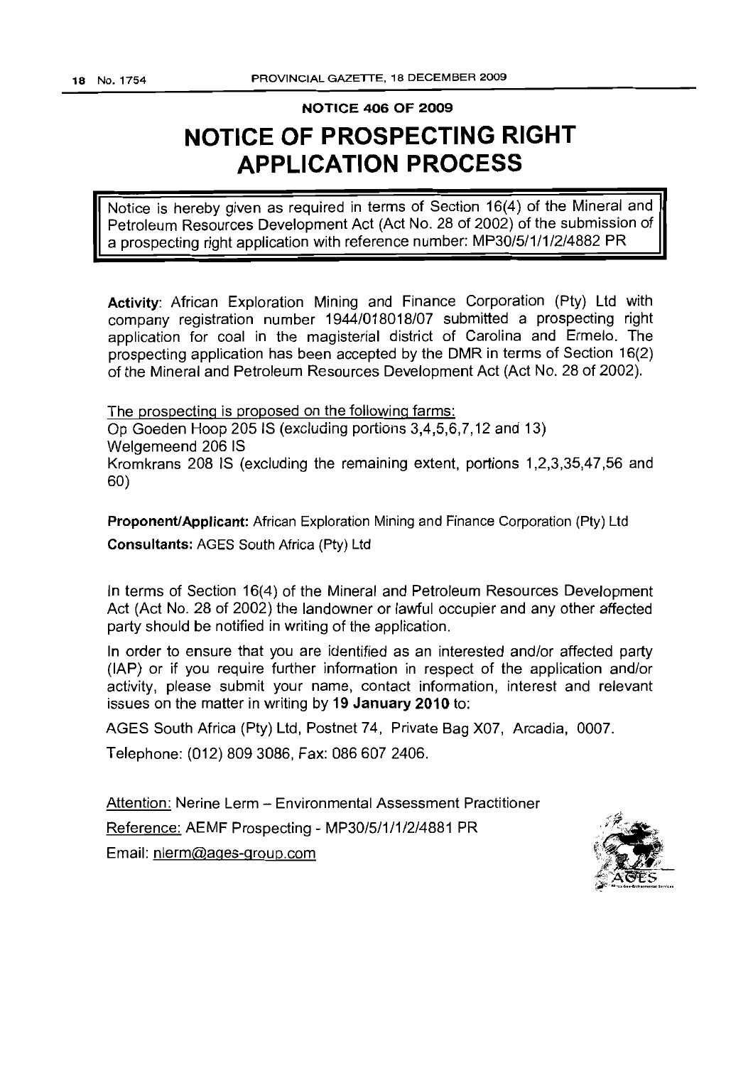**NOTICE 406 OF 2009**

# NOTICE OF PROSPECTING RIGHT APPLICATION PROCESS

Notice is hereby given as required in terms of Section 16(4) of the Mineral and Petroleum Resources Development Act (Act No. 28 of 2002) of the submission of a prospecting right application with reference number: MP30/5/1/1/2/4882 PR

**Activity**: African Exploration Mining and Finance Corporation (Pty) Ltd with company registration number 1944/018018/07 submitted a prospecting right application for coal in the magisterial district of Carolina and Ermelo. The prospecting application has been accepted by the DMR in terms of Section 16(2) of the Mineral and Petroleum Resources Development Act (Act No. 28 of 2002).

The prospecting is proposed on the following farms:
Op Goeden Hoop 205 IS (excluding portions 3,4,5,6,7,12 and 13)
Welgemeend 206 IS
Kromkrans 208 IS (excluding the remaining extent, portions 1,2,3,35,47,56 and 60)

**Proponent/Applicant:** African Exploration Mining and Finance Corporation (Pty) Ltd

**Consultants:** AGES South Africa (Pty) Ltd

In terms of Section 16(4) of the Mineral and Petroleum Resources Development Act (Act No. 28 of 2002) the landowner or lawful occupier and any other affected party should be notified in writing of the application.

In order to ensure that you are identified as an interested and/or affected party (IAP) or if you require further information in respect of the application and/or activity, please submit your name, contact information, interest and relevant issues on the matter in writing by **19 January 2010** to:

AGES South Africa (Pty) Ltd, Postnet 74, Private Bag X07, Arcadia, 0007.

Telephone: (012) 809 3086, Fax: 086 607 2406.

Attention: Nerine Lerm – Environmental Assessment Practitioner
Reference: AEMF Prospecting - MP30/5/1/1/2/4881 PR
Email: nlerm@ages-group.com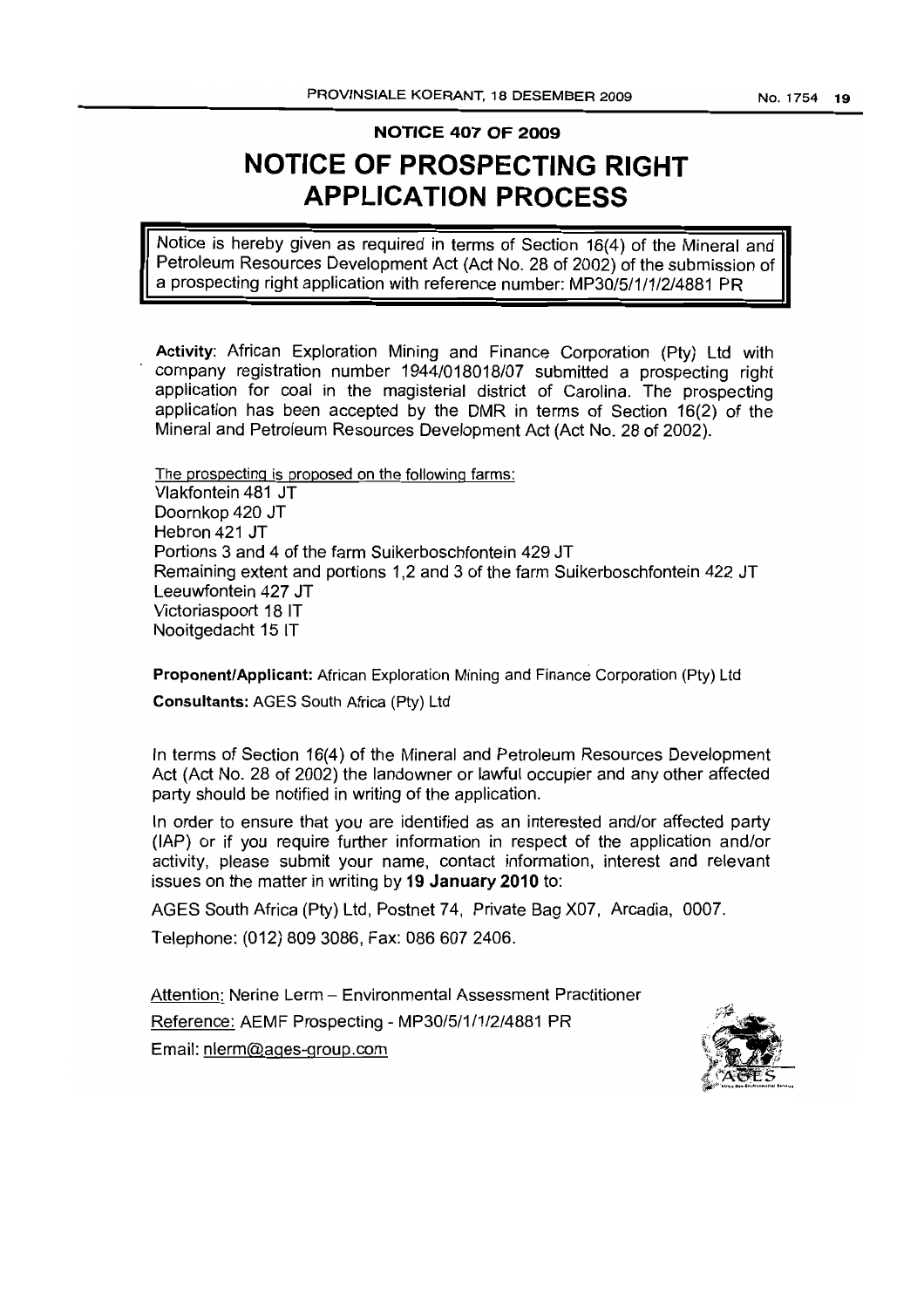## NOTICE 407 OF 2009

# NOTICE OF PROSPECTING RIGHT APPLICATION PROCESS

Notice is hereby given as required in terms of Section 16(4) of the Mineral and Petroleum Resources Development Act (Act No. 28 of 2002) of the submission of a prospecting right application with reference number: MP30/5/1/1/2/4881 PR

**Activity**: African Exploration Mining and Finance Corporation (Pty) Ltd with company registration number 1944/018018/07 submitted a prospecting right application for coal in the magisterial district of Carolina. The prospecting application has been accepted by the DMR in terms of Section 16(2) of the Mineral and Petroleum Resources Development Act (Act No. 28 of 2002).

The prospecting is proposed on the following farms:
Vlakfontein 481 JT
Doornkop 420 JT
Hebron 421 JT
Portions 3 and 4 of the farm Suikerboschfontein 429 JT
Remaining extent and portions 1,2 and 3 of the farm Suikerboschfontein 422 JT
Leeuwfontein 427 JT
Victoriaspoort 18 IT
Nooitgedacht 15 IT

**Proponent/Applicant:** African Exploration Mining and Finance Corporation (Pty) Ltd

**Consultants:** AGES South Africa (Pty) Ltd

In terms of Section 16(4) of the Mineral and Petroleum Resources Development Act (Act No. 28 of 2002) the landowner or lawful occupier and any other affected party should be notified in writing of the application.

In order to ensure that you are identified as an interested and/or affected party (IAP) or if you require further information in respect of the application and/or activity, please submit your name, contact information, interest and relevant issues on the matter in writing by **19 January 2010** to:

AGES South Africa (Pty) Ltd, Postnet 74, Private Bag X07, Arcadia, 0007.

Telephone: (012) 809 3086, Fax: 086 607 2406.

Attention: Nerine Lerm – Environmental Assessment Practitioner
Reference: AEMF Prospecting - MP30/5/1/1/2/4881 PR
Email: nlerm@ages-group.com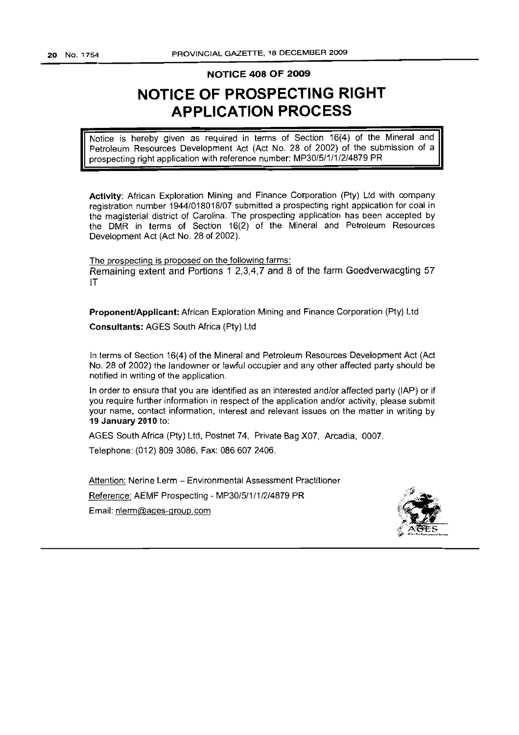## NOTICE 408 OF 2009

# NOTICE OF PROSPECTING RIGHT APPLICATION PROCESS

Notice is hereby given as required in terms of Section 16(4) of the Mineral and Petroleum Resources Development Act (Act No. 28 of 2002) of the submission of a prospecting right application with reference number: MP30/5/1/1/2/4879 PR

**Activity**: African Exploration Mining and Finance Corporation (Pty) Ltd with company registration number 1944/018018/07 submitted a prospecting right application for coal in the magisterial district of Carolina. The prospecting application has been accepted by the DMR in terms of Section 16(2) of the Mineral and Petroleum Resources Development Act (Act No. 28 of 2002).

The prospecting is proposed on the following farms:

Remaining extent and Portions 1 2,3,4,7 and 8 of the farm Goedverwacgting 57 IT

**Proponent/Applicant:** African Exploration Mining and Finance Corporation (Pty) Ltd

**Consultants:** AGES South Africa (Pty) Ltd

In terms of Section 16(4) of the Mineral and Petroleum Resources Development Act (Act No. 28 of 2002) the landowner or lawful occupier and any other affected party should be notified in writing of the application.

In order to ensure that you are identified as an interested and/or affected party (IAP) or if you require further information in respect of the application and/or activity, please submit your name, contact information, interest and relevant issues on the matter in writing by **19 January 2010** to:

AGES South Africa (Pty) Ltd, Postnet 74, Private Bag X07, Arcadia, 0007.

Telephone: (012) 809 3086, Fax: 086 607 2406.

Attention: Nerine Lerm – Environmental Assessment Practitioner

Reference: AEMF Prospecting - MP30/5/1/1/2/4879 PR

Email: nlerm@ages-group.com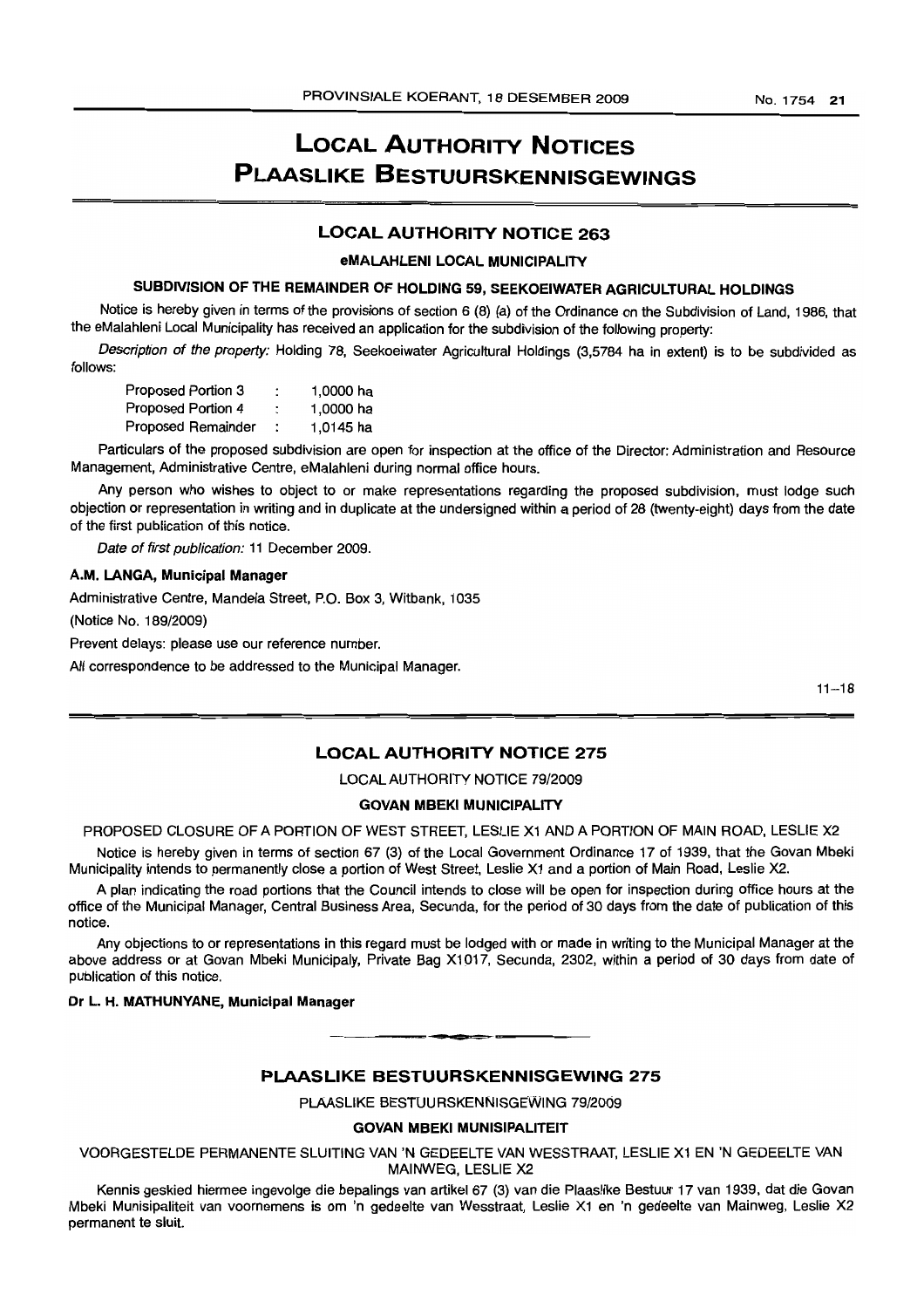# LOCAL AUTHORITY NOTICES
# PLAASLIKE BESTUURSKENNISGEWINGS

## LOCAL AUTHORITY NOTICE 263

### eMALAHLENI LOCAL MUNICIPALITY

### SUBDIVISION OF THE REMAINDER OF HOLDING 59, SEEKOEIWATER AGRICULTURAL HOLDINGS

Notice is hereby given in terms of the provisions of section 6 (8) (a) of the Ordinance on the Subdivision of Land, 1986, that the eMalahleni Local Municipality has received an application for the subdivision of the following property:

*Description of the property:* Holding 78, Seekoeiwater Agricultural Holdings (3,5784 ha in extent) is to be subdivided as follows:

| | | |
|---|---|---|
| Proposed Portion 3 | : | 1,0000 ha |
| Proposed Portion 4 | : | 1,0000 ha |
| Proposed Remainder | : | 1,0145 ha |

Particulars of the proposed subdivision are open for inspection at the office of the Director: Administration and Resource Management, Administrative Centre, eMalahleni during normal office hours.

Any person who wishes to object to or make representations regarding the proposed subdivision, must lodge such objection or representation in writing and in duplicate at the undersigned within a period of 28 (twenty-eight) days from the date of the first publication of this notice.

*Date of first publication:* 11 December 2009.

**A.M. LANGA, Municipal Manager**

Administrative Centre, Mandela Street, P.O. Box 3, Witbank, 1035

(Notice No. 189/2009)

Prevent delays: please use our reference number.

All correspondence to be addressed to the Municipal Manager.

11–18

## LOCAL AUTHORITY NOTICE 275

LOCAL AUTHORITY NOTICE 79/2009

### GOVAN MBEKI MUNICIPALITY

PROPOSED CLOSURE OF A PORTION OF WEST STREET, LESLIE X1 AND A PORTION OF MAIN ROAD, LESLIE X2

Notice is hereby given in terms of section 67 (3) of the Local Government Ordinance 17 of 1939, that the Govan Mbeki Municipality intends to permanently close a portion of West Street, Leslie X1 and a portion of Main Road, Leslie X2.

A plan indicating the road portions that the Council intends to close will be open for inspection during office hours at the office of the Municipal Manager, Central Business Area, Secunda, for the period of 30 days from the date of publication of this notice.

Any objections to or representations in this regard must be lodged with or made in writing to the Municipal Manager at the above address or at Govan Mbeki Municipaly, Private Bag X1017, Secunda, 2302, within a period of 30 days from date of publication of this notice.

**Dr L. H. MATHUNYANE, Municipal Manager**

## PLAASLIKE BESTUURSKENNISGEWING 275

PLAASLIKE BESTUURSKENNISGEWING 79/2009

### GOVAN MBEKI MUNISIPALITEIT

VOORGESTELDE PERMANENTE SLUITING VAN 'N GEDEELTE VAN WESSTRAAT, LESLIE X1 EN 'N GEDEELTE VAN MAINWEG, LESLIE X2

Kennis geskied hiermee ingevolge die bepalings van artikel 67 (3) van die Plaaslike Bestuur 17 van 1939, dat die Govan Mbeki Munisipaliteit van voornemens is om 'n gedeelte van Wesstraat, Leslie X1 en 'n gedeelte van Mainweg, Leslie X2 permanent te sluit.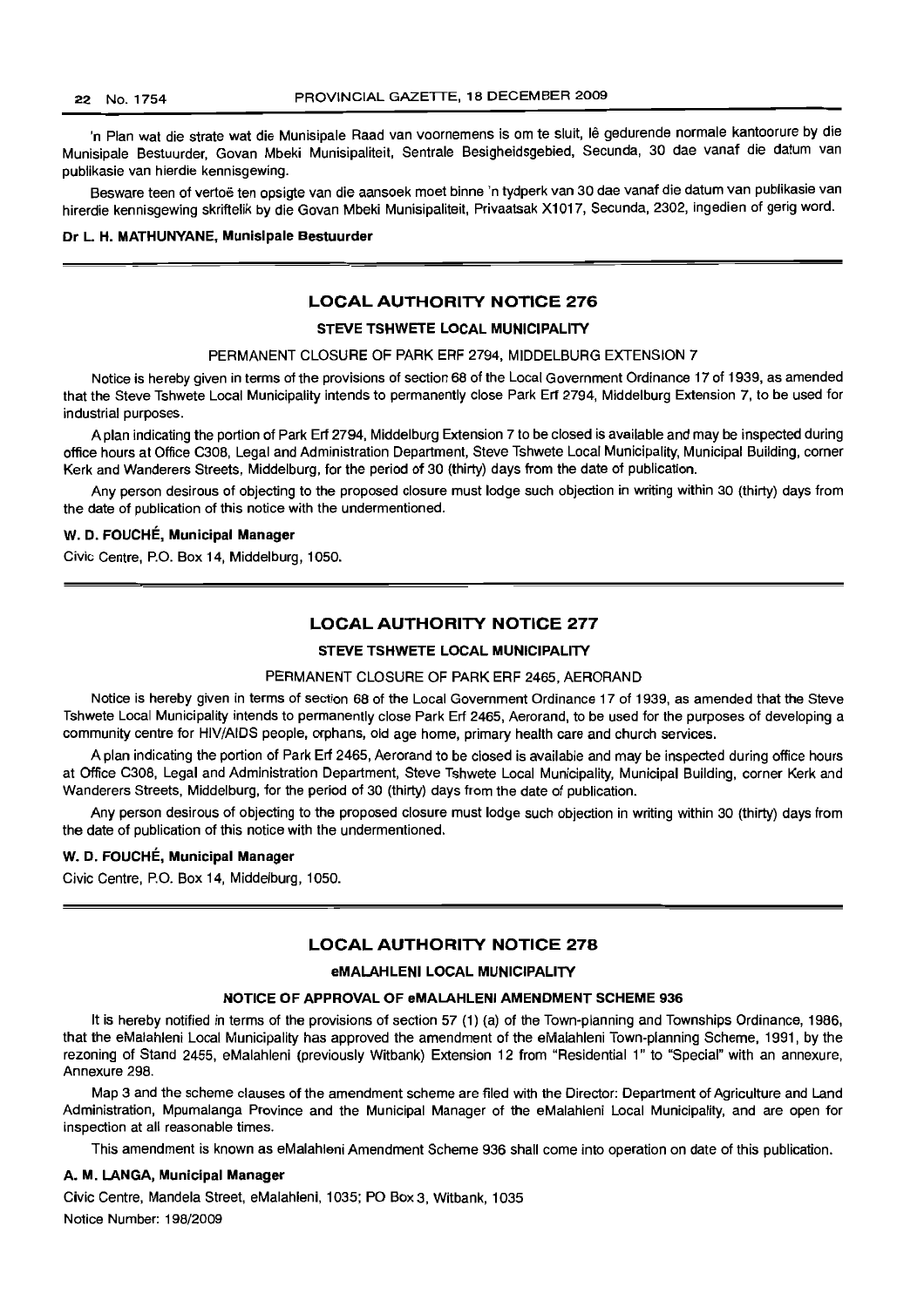'n Plan wat die strate wat die Munisipale Raad van voornemens is om te sluit, lê gedurende normale kantoorure by die Munisipale Bestuurder, Govan Mbeki Munisipaliteit, Sentrale Besigheidsgebied, Secunda, 30 dae vanaf die datum van publikasie van hierdie kennisgewing.

Besware teen of vertoë ten opsigte van die aansoek moet binne 'n tydperk van 30 dae vanaf die datum van publikasie van hirerdie kennisgewing skriftelik by die Govan Mbeki Munisipaliteit, Privaatsak X1017, Secunda, 2302, ingedien of gerig word.

**Dr L. H. MATHUNYANE, Munisipale Bestuurder**

## LOCAL AUTHORITY NOTICE 276

### STEVE TSHWETE LOCAL MUNICIPALITY

PERMANENT CLOSURE OF PARK ERF 2794, MIDDELBURG EXTENSION 7

Notice is hereby given in terms of the provisions of section 68 of the Local Government Ordinance 17 of 1939, as amended that the Steve Tshwete Local Municipality intends to permanently close Park Erf 2794, Middelburg Extension 7, to be used for industrial purposes.

A plan indicating the portion of Park Erf 2794, Middelburg Extension 7 to be closed is available and may be inspected during office hours at Office C308, Legal and Administration Department, Steve Tshwete Local Municipality, Municipal Building, corner Kerk and Wanderers Streets, Middelburg, for the period of 30 (thirty) days from the date of publication.

Any person desirous of objecting to the proposed closure must lodge such objection in writing within 30 (thirty) days from the date of publication of this notice with the undermentioned.

**W. D. FOUCHÉ, Municipal Manager**

Civic Centre, P.O. Box 14, Middelburg, 1050.

## LOCAL AUTHORITY NOTICE 277

### STEVE TSHWETE LOCAL MUNICIPALITY

PERMANENT CLOSURE OF PARK ERF 2465, AERORAND

Notice is hereby given in terms of section 68 of the Local Government Ordinance 17 of 1939, as amended that the Steve Tshwete Local Municipality intends to permanently close Park Erf 2465, Aerorand, to be used for the purposes of developing a community centre for HIV/AIDS people, orphans, old age home, primary health care and church services.

A plan indicating the portion of Park Erf 2465, Aerorand to be closed is available and may be inspected during office hours at Office C308, Legal and Administration Department, Steve Tshwete Local Municipality, Municipal Building, corner Kerk and Wanderers Streets, Middelburg, for the period of 30 (thirty) days from the date of publication.

Any person desirous of objecting to the proposed closure must lodge such objection in writing within 30 (thirty) days from the date of publication of this notice with the undermentioned.

**W. D. FOUCHÉ, Municipal Manager**

Civic Centre, P.O. Box 14, Middelburg, 1050.

## LOCAL AUTHORITY NOTICE 278

### eMALAHLENI LOCAL MUNICIPALITY

**NOTICE OF APPROVAL OF eMALAHLENI AMENDMENT SCHEME 936**

It is hereby notified in terms of the provisions of section 57 (1) (a) of the Town-planning and Townships Ordinance, 1986, that the eMalahleni Local Municipality has approved the amendment of the eMalahleni Town-planning Scheme, 1991, by the rezoning of Stand 2455, eMalahleni (previously Witbank) Extension 12 from "Residential 1" to "Special" with an annexure, Annexure 298.

Map 3 and the scheme clauses of the amendment scheme are filed with the Director: Department of Agriculture and Land Administration, Mpumalanga Province and the Municipal Manager of the eMalahleni Local Municipality, and are open for inspection at all reasonable times.

This amendment is known as eMalahleni Amendment Scheme 936 shall come into operation on date of this publication.

**A. M. LANGA, Municipal Manager**

Civic Centre, Mandela Street, eMalahleni, 1035; PO Box 3, Witbank, 1035

Notice Number: 198/2009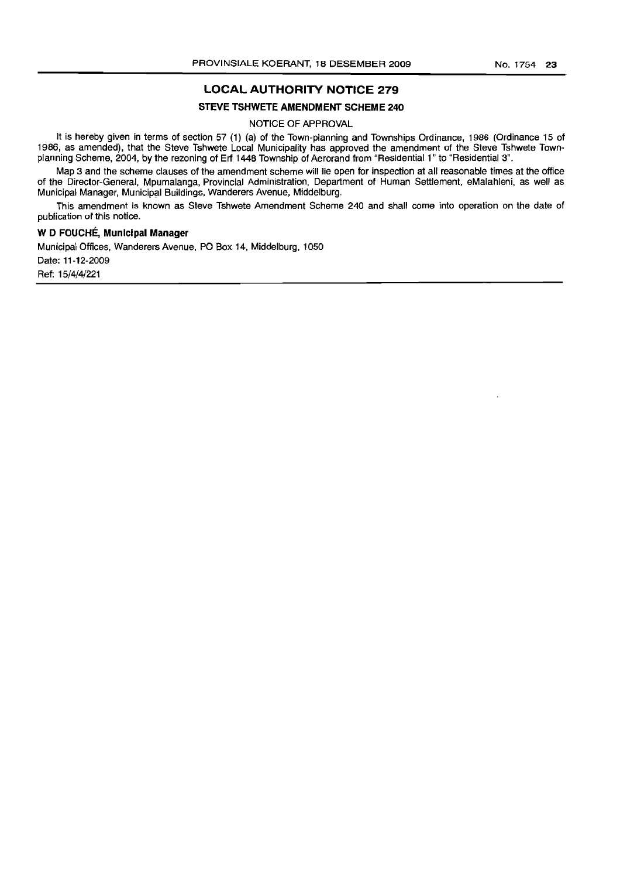## LOCAL AUTHORITY NOTICE 279

### STEVE TSHWETE AMENDMENT SCHEME 240

NOTICE OF APPROVAL

It is hereby given in terms of section 57 (1) (a) of the Town-planning and Townships Ordinance, 1986 (Ordinance 15 of 1986, as amended), that the Steve Tshwete Local Municipality has approved the amendment of the Steve Tshwete Town-planning Scheme, 2004, by the rezoning of Erf 1448 Township of Aerorand from "Residential 1" to "Residential 3".

Map 3 and the scheme clauses of the amendment scheme will lie open for inspection at all reasonable times at the office of the Director-General, Mpumalanga, Provincial Administration, Department of Human Settlement, eMalahleni, as well as Municipal Manager, Municipal Buildings, Wanderers Avenue, Middelburg.

This amendment is known as Steve Tshwete Amendment Scheme 240 and shall come into operation on the date of publication of this notice.

**W D FOUCHÉ, Municipal Manager**

Municipal Offices, Wanderers Avenue, PO Box 14, Middelburg, 1050

Date: 11-12-2009

Ref: 15/4/4/221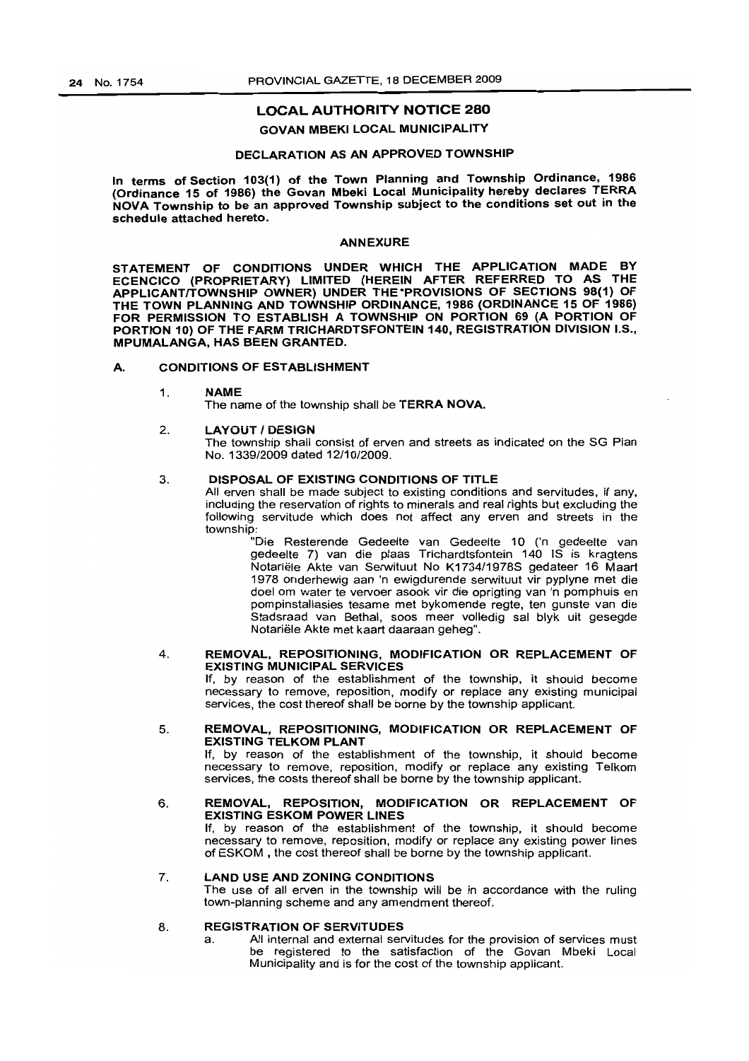## LOCAL AUTHORITY NOTICE 280

### GOVAN MBEKI LOCAL MUNICIPALITY

### DECLARATION AS AN APPROVED TOWNSHIP

**In terms of Section 103(1) of the Town Planning and Township Ordinance, 1986 (Ordinance 15 of 1986) the Govan Mbeki Local Municipality hereby declares TERRA NOVA Township to be an approved Township subject to the conditions set out in the schedule attached hereto.**

### ANNEXURE

**STATEMENT OF CONDITIONS UNDER WHICH THE APPLICATION MADE BY ECENCICO (PROPRIETARY) LIMITED (HEREIN AFTER REFERRED TO AS THE APPLICANT/TOWNSHIP OWNER) UNDER THE PROVISIONS OF SECTIONS 98(1) OF THE TOWN PLANNING AND TOWNSHIP ORDINANCE, 1986 (ORDINANCE 15 OF 1986) FOR PERMISSION TO ESTABLISH A TOWNSHIP ON PORTION 69 (A PORTION OF PORTION 10) OF THE FARM TRICHARDTSFONTEIN 140, REGISTRATION DIVISION I.S., MPUMALANGA, HAS BEEN GRANTED.**

**A. CONDITIONS OF ESTABLISHMENT**

1. **NAME**
   The name of the township shall be **TERRA NOVA.**

2. **LAYOUT / DESIGN**
   The township shall consist of erven and streets as indicated on the SG Plan No. 1339/2009 dated 12/10/2009.

3. **DISPOSAL OF EXISTING CONDITIONS OF TITLE**
   All erven shall be made subject to existing conditions and servitudes, if any, including the reservation of rights to minerals and real rights but excluding the following servitude which does not affect any erven and streets in the township:

   > "Die Resterende Gedeelte van Gedeelte 10 ('n gedeelte van gedeelte 7) van die plaas Trichardtsfontein 140 IS is kragtens Notariële Akte van Serwituut No K1734/1978S gedateer 16 Maart 1978 onderhewig aan 'n ewigdurende serwituut vir pyplyne met die doel om water te vervoer asook vir die oprigting van 'n pomphuis en pompinstallasies tesame met bykomende regte, ten gunste van die Stadsraad van Bethal, soos meer volledig sal blyk uit gesegde Notariële Akte met kaart daaraan geheg".

4. **REMOVAL, REPOSITIONING, MODIFICATION OR REPLACEMENT OF EXISTING MUNICIPAL SERVICES**
   If, by reason of the establishment of the township, it should become necessary to remove, reposition, modify or replace any existing municipal services, the cost thereof shall be borne by the township applicant.

5. **REMOVAL, REPOSITIONING, MODIFICATION OR REPLACEMENT OF EXISTING TELKOM PLANT**
   If, by reason of the establishment of the township, it should become necessary to remove, reposition, modify or replace any existing Telkom services, the costs thereof shall be borne by the township applicant.

6. **REMOVAL, REPOSITION, MODIFICATION OR REPLACEMENT OF EXISTING ESKOM POWER LINES**
   If, by reason of the establishment of the township, it should become necessary to remove, reposition, modify or replace any existing power lines of ESKOM , the cost thereof shall be borne by the township applicant.

7. **LAND USE AND ZONING CONDITIONS**
   The use of all erven in the township will be in accordance with the ruling town-planning scheme and any amendment thereof.

8. **REGISTRATION OF SERVITUDES**
   a. All internal and external servitudes for the provision of services must be registered to the satisfaction of the Govan Mbeki Local Municipality and is for the cost of the township applicant.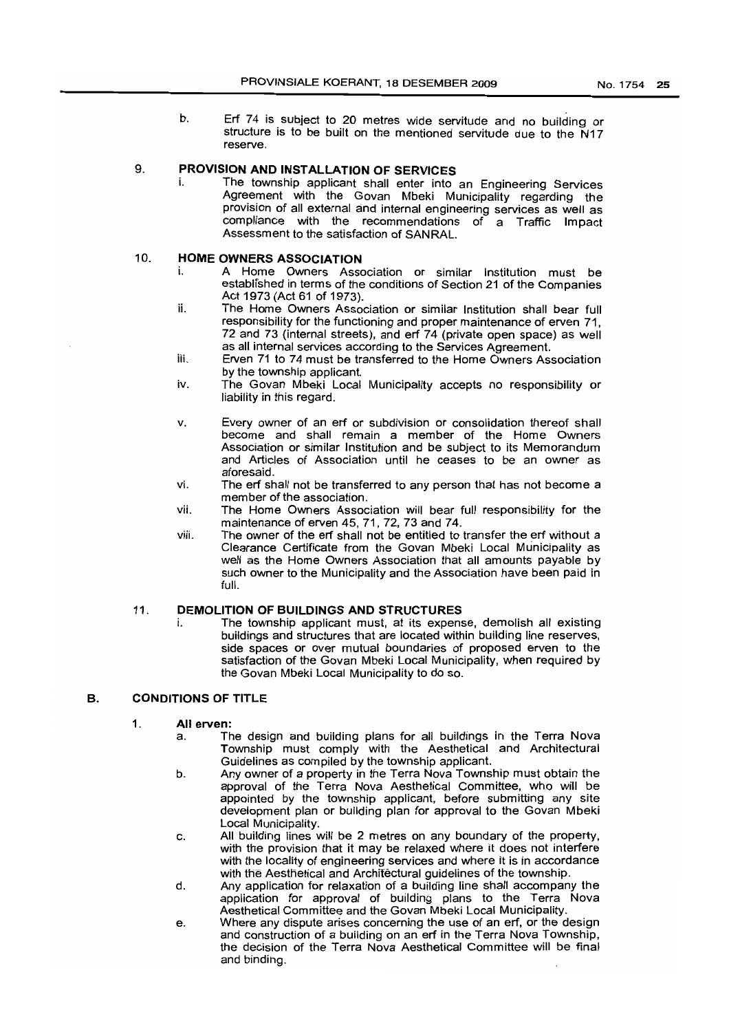b. Erf 74 is subject to 20 metres wide servitude and no building or structure is to be built on the mentioned servitude due to the N17 reserve.

9. **PROVISION AND INSTALLATION OF SERVICES**

   i. The township applicant shall enter into an Engineering Services Agreement with the Govan Mbeki Municipality regarding the provision of all external and internal engineering services as well as compliance with the recommendations of a Traffic Impact Assessment to the satisfaction of SANRAL.

10. **HOME OWNERS ASSOCIATION**

   i. A Home Owners Association or similar Institution must be established in terms of the conditions of Section 21 of the Companies Act 1973 (Act 61 of 1973).

   ii. The Home Owners Association or similar Institution shall bear full responsibility for the functioning and proper maintenance of erven 71, 72 and 73 (internal streets), and erf 74 (private open space) as well as all internal services according to the Services Agreement.

   iii. Erven 71 to 74 must be transferred to the Home Owners Association by the township applicant.

   iv. The Govan Mbeki Local Municipality accepts no responsibility or liability in this regard.

   v. Every owner of an erf or subdivision or consolidation thereof shall become and shall remain a member of the Home Owners Association or similar Institution and be subject to its Memorandum and Articles of Association until he ceases to be an owner as aforesaid.

   vi. The erf shall not be transferred to any person that has not become a member of the association.

   vii. The Home Owners Association will bear full responsibility for the maintenance of erven 45, 71, 72, 73 and 74.

   viii. The owner of the erf shall not be entitled to transfer the erf without a Clearance Certificate from the Govan Mbeki Local Municipality as well as the Home Owners Association that all amounts payable by such owner to the Municipality and the Association have been paid in full.

11. **DEMOLITION OF BUILDINGS AND STRUCTURES**

   i. The township applicant must, at its expense, demolish all existing buildings and structures that are located within building line reserves, side spaces or over mutual boundaries of proposed erven to the satisfaction of the Govan Mbeki Local Municipality, when required by the Govan Mbeki Local Municipality to do so.

## B. CONDITIONS OF TITLE

1. **All erven:**

   a. The design and building plans for all buildings in the Terra Nova Township must comply with the Aesthetical and Architectural Guidelines as compiled by the township applicant.

   b. Any owner of a property in the Terra Nova Township must obtain the approval of the Terra Nova Aesthetical Committee, who will be appointed by the township applicant, before submitting any site development plan or building plan for approval to the Govan Mbeki Local Municipality.

   c. All building lines will be 2 metres on any boundary of the property, with the provision that it may be relaxed where it does not interfere with the locality of engineering services and where it is in accordance with the Aesthetical and Architectural guidelines of the township.

   d. Any application for relaxation of a building line shall accompany the application for approval of building plans to the Terra Nova Aesthetical Committee and the Govan Mbeki Local Municipality.

   e. Where any dispute arises concerning the use of an erf, or the design and construction of a building on an erf in the Terra Nova Township, the decision of the Terra Nova Aesthetical Committee will be final and binding.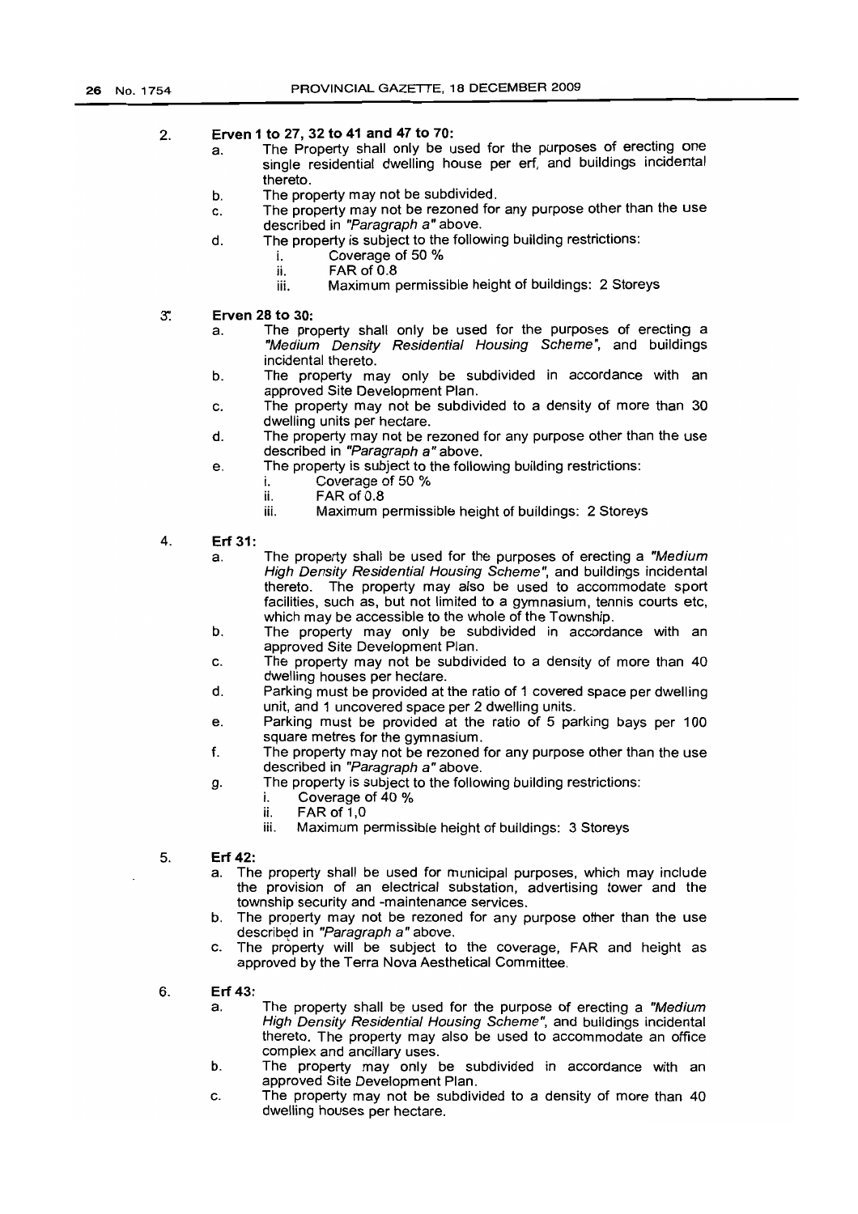2. **Erven 1 to 27, 32 to 41 and 47 to 70:**
   a. The Property shall only be used for the purposes of erecting one single residential dwelling house per erf, and buildings incidental thereto.
   b. The property may not be subdivided.
   c. The property may not be rezoned for any purpose other than the use described in *"Paragraph a"* above.
   d. The property is subject to the following building restrictions:
      i. Coverage of 50 %
      ii. FAR of 0.8
      iii. Maximum permissible height of buildings: 2 Storeys

3. **Erven 28 to 30:**
   a. The property shall only be used for the purposes of erecting a *"Medium Density Residential Housing Scheme"*, and buildings incidental thereto.
   b. The property may only be subdivided in accordance with an approved Site Development Plan.
   c. The property may not be subdivided to a density of more than 30 dwelling units per hectare.
   d. The property may not be rezoned for any purpose other than the use described in *"Paragraph a"* above.
   e. The property is subject to the following building restrictions:
      i. Coverage of 50 %
      ii. FAR of 0.8
      iii. Maximum permissible height of buildings: 2 Storeys

4. **Erf 31:**
   a. The property shall be used for the purposes of erecting a *"Medium High Density Residential Housing Scheme"*, and buildings incidental thereto. The property may also be used to accommodate sport facilities, such as, but not limited to a gymnasium, tennis courts etc, which may be accessible to the whole of the Township.
   b. The property may only be subdivided in accordance with an approved Site Development Plan.
   c. The property may not be subdivided to a density of more than 40 dwelling houses per hectare.
   d. Parking must be provided at the ratio of 1 covered space per dwelling unit, and 1 uncovered space per 2 dwelling units.
   e. Parking must be provided at the ratio of 5 parking bays per 100 square metres for the gymnasium.
   f. The property may not be rezoned for any purpose other than the use described in *"Paragraph a"* above.
   g. The property is subject to the following building restrictions:
      i. Coverage of 40 %
      ii. FAR of 1,0
      iii. Maximum permissible height of buildings: 3 Storeys

5. **Erf 42:**
   a. The property shall be used for municipal purposes, which may include the provision of an electrical substation, advertising tower and the township security and -maintenance services.
   b. The property may not be rezoned for any purpose other than the use described in *"Paragraph a"* above.
   c. The property will be subject to the coverage, FAR and height as approved by the Terra Nova Aesthetical Committee.

6. **Erf 43:**
   a. The property shall be used for the purpose of erecting a *"Medium High Density Residential Housing Scheme"*, and buildings incidental thereto. The property may also be used to accommodate an office complex and ancillary uses.
   b. The property may only be subdivided in accordance with an approved Site Development Plan.
   c. The property may not be subdivided to a density of more than 40 dwelling houses per hectare.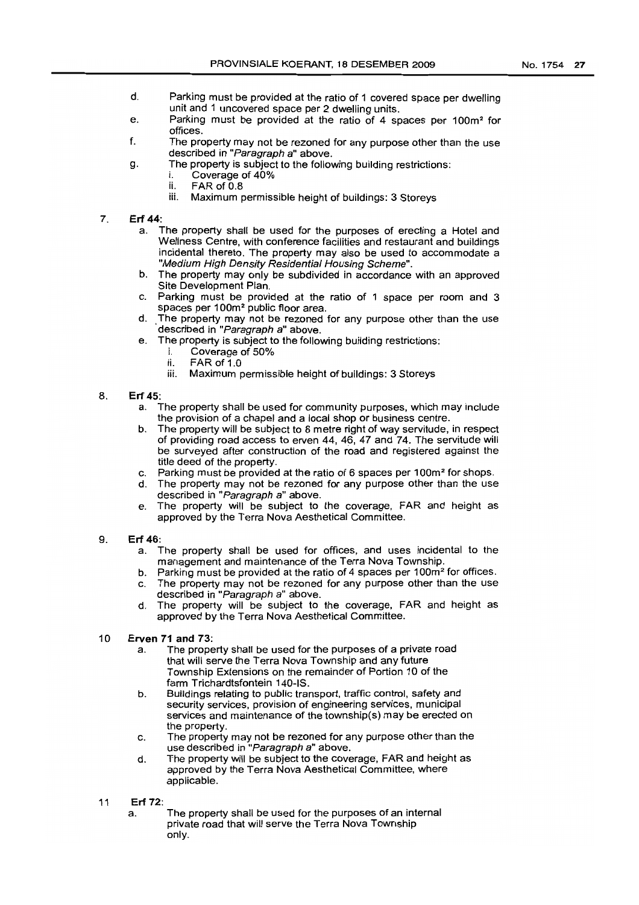d. Parking must be provided at the ratio of 1 covered space per dwelling unit and 1 uncovered space per 2 dwelling units.

e. Parking must be provided at the ratio of 4 spaces per 100m² for offices.

f. The property may not be rezoned for any purpose other than the use described in "*Paragraph a*" above.

g. The property is subject to the following building restrictions:
   - i. Coverage of 40%
   - ii. FAR of 0.8
   - iii. Maximum permissible height of buildings: 3 Storeys

7. **Erf 44:**
   - a. The property shall be used for the purposes of erecting a Hotel and Wellness Centre, with conference facilities and restaurant and buildings incidental thereto. The property may also be used to accommodate a "*Medium High Density Residential Housing Scheme*".
   - b. The property may only be subdivided in accordance with an approved Site Development Plan.
   - c. Parking must be provided at the ratio of 1 space per room and 3 spaces per 100m² public floor area.
   - d. The property may not be rezoned for any purpose other than the use described in "*Paragraph a*" above.
   - e. The property is subject to the following building restrictions:
     - i. Coverage of 50%
     - ii. FAR of 1.0
     - iii. Maximum permissible height of buildings: 3 Storeys

8. **Erf 45:**
   - a. The property shall be used for community purposes, which may include the provision of a chapel and a local shop or business centre.
   - b. The property will be subject to 8 metre right of way servitude, in respect of providing road access to erven 44, 46, 47 and 74. The servitude will be surveyed after construction of the road and registered against the title deed of the property.
   - c. Parking must be provided at the ratio of 6 spaces per 100m² for shops.
   - d. The property may not be rezoned for any purpose other than the use described in "*Paragraph a*" above.
   - e. The property will be subject to the coverage, FAR and height as approved by the Terra Nova Aesthetical Committee.

9. **Erf 46:**
   - a. The property shall be used for offices, and uses incidental to the management and maintenance of the Terra Nova Township.
   - b. Parking must be provided at the ratio of 4 spaces per 100m² for offices.
   - c. The property may not be rezoned for any purpose other than the use described in "*Paragraph a*" above.
   - d. The property will be subject to the coverage, FAR and height as approved by the Terra Nova Aesthetical Committee.

10. **Erven 71 and 73:**
    - a. The property shall be used for the purposes of a private road that will serve the Terra Nova Township and any future Township Extensions on the remainder of Portion 10 of the farm Trichardtsfontein 140-IS.
    - b. Buildings relating to public transport, traffic control, safety and security services, provision of engineering services, municipal services and maintenance of the township(s) may be erected on the property.
    - c. The property may not be rezoned for any purpose other than the use described in "*Paragraph a*" above.
    - d. The property will be subject to the coverage, FAR and height as approved by the Terra Nova Aesthetical Committee, where applicable.

11. **Erf 72:**
    - a. The property shall be used for the purposes of an internal private road that will serve the Terra Nova Township only.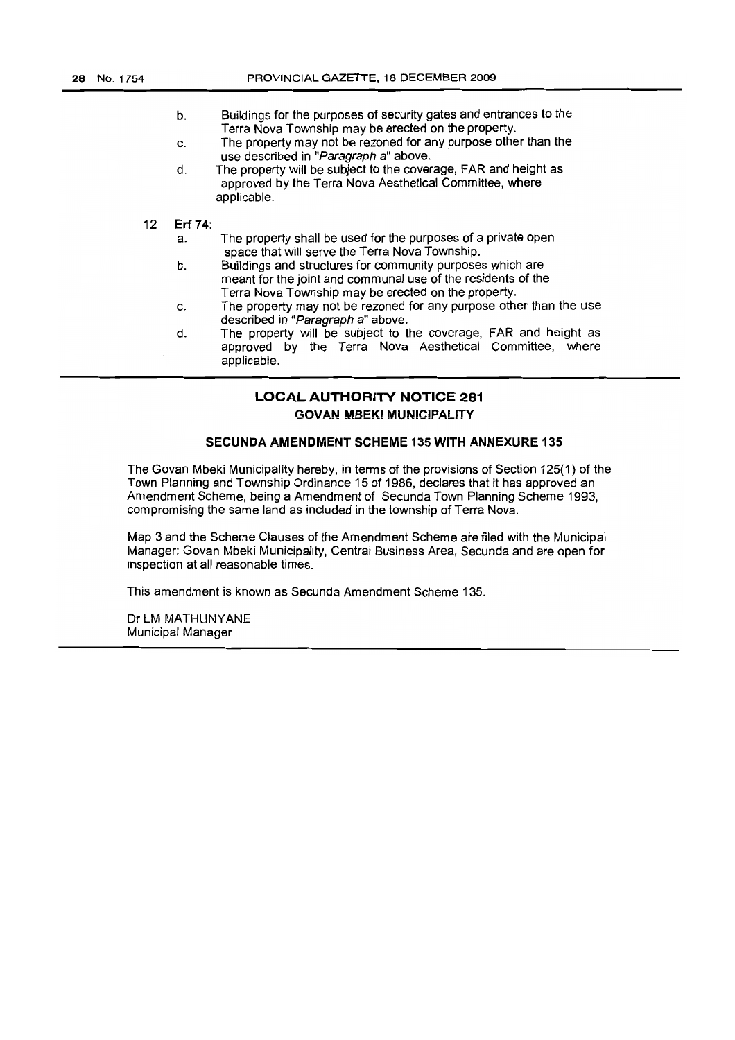b. Buildings for the purposes of security gates and entrances to the Terra Nova Township may be erected on the property.

c. The property may not be rezoned for any purpose other than the use described in "*Paragraph a*" above.

d. The property will be subject to the coverage, FAR and height as approved by the Terra Nova Aesthetical Committee, where applicable.

12 **Erf 74:**

a. The property shall be used for the purposes of a private open space that will serve the Terra Nova Township.

b. Buildings and structures for community purposes which are meant for the joint and communal use of the residents of the Terra Nova Township may be erected on the property.

c. The property may not be rezoned for any purpose other than the use described in "*Paragraph a*" above.

d. The property will be subject to the coverage, FAR and height as approved by the Terra Nova Aesthetical Committee, where applicable.

## LOCAL AUTHORITY NOTICE 281

### GOVAN MBEKI MUNICIPALITY

### SECUNDA AMENDMENT SCHEME 135 WITH ANNEXURE 135

The Govan Mbeki Municipality hereby, in terms of the provisions of Section 125(1) of the Town Planning and Township Ordinance 15 of 1986, declares that it has approved an Amendment Scheme, being a Amendment of Secunda Town Planning Scheme 1993, compromising the same land as included in the township of Terra Nova.

Map 3 and the Scheme Clauses of the Amendment Scheme are filed with the Municipal Manager: Govan Mbeki Municipality, Central Business Area, Secunda and are open for inspection at all reasonable times.

This amendment is known as Secunda Amendment Scheme 135.

Dr LM MATHUNYANE
Municipal Manager